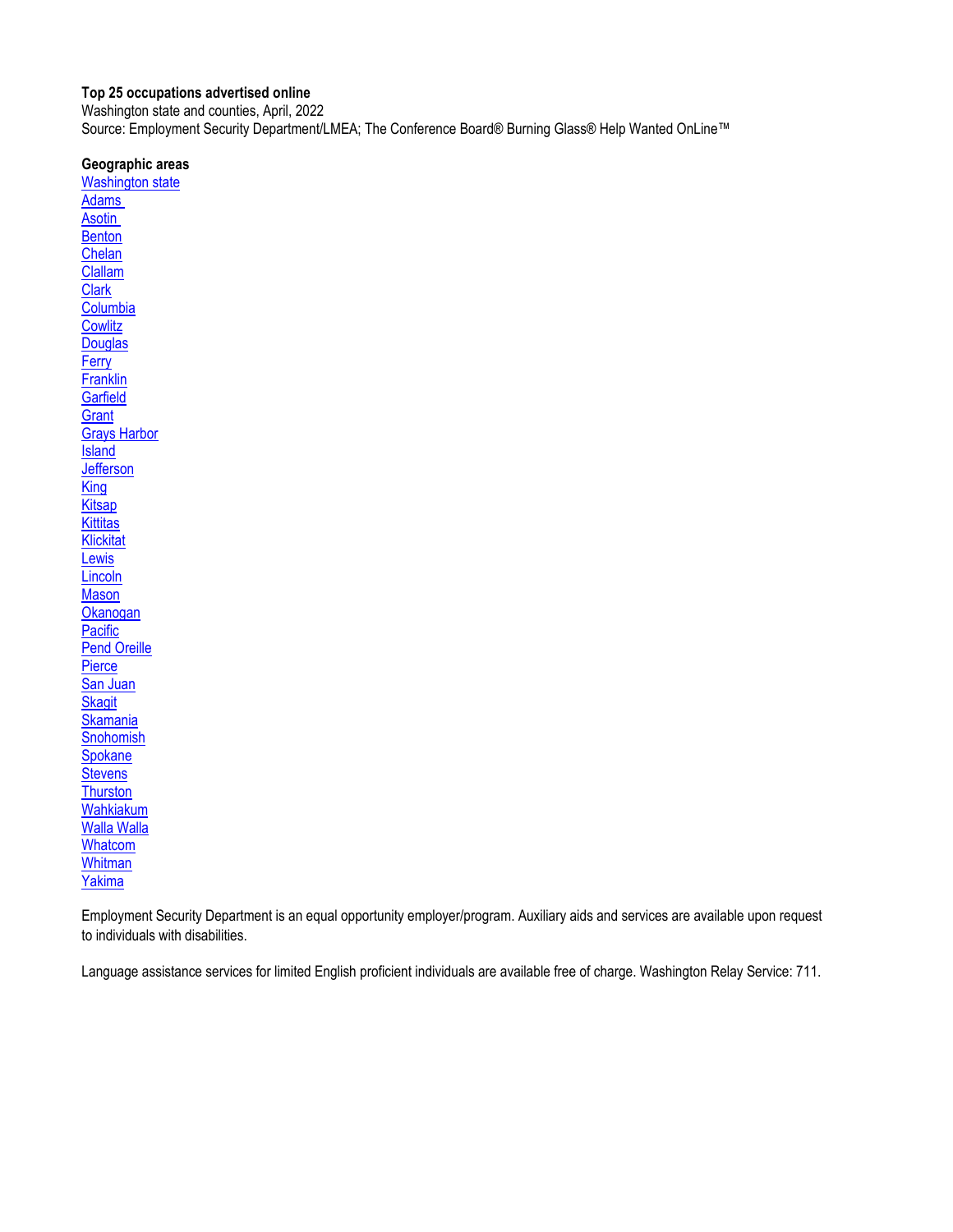**Top 25 occupations advertised online**

Washington state and counties, April, 2022

Source: Employment Security Department/LMEA; The Conference Board® Burning Glass® Help Wanted OnLine™

**Geographic areas**

Washington state
Adams
Asotin
Benton
Chelan
Clallam
Clark
Columbia
Cowlitz
Douglas
Ferry
Franklin
Garfield
Grant
Grays Harbor
Island
Jefferson
King
Kitsap
Kittitas
Klickitat
Lewis
Lincoln
Mason
Okanogan
Pacific
Pend Oreille
Pierce
San Juan
Skagit
Skamania
Snohomish
Spokane
Stevens
Thurston
Wahkiakum
Walla Walla
Whatcom
Whitman
Yakima

Employment Security Department is an equal opportunity employer/program. Auxiliary aids and services are available upon request to individuals with disabilities.

Language assistance services for limited English proficient individuals are available free of charge. Washington Relay Service: 711.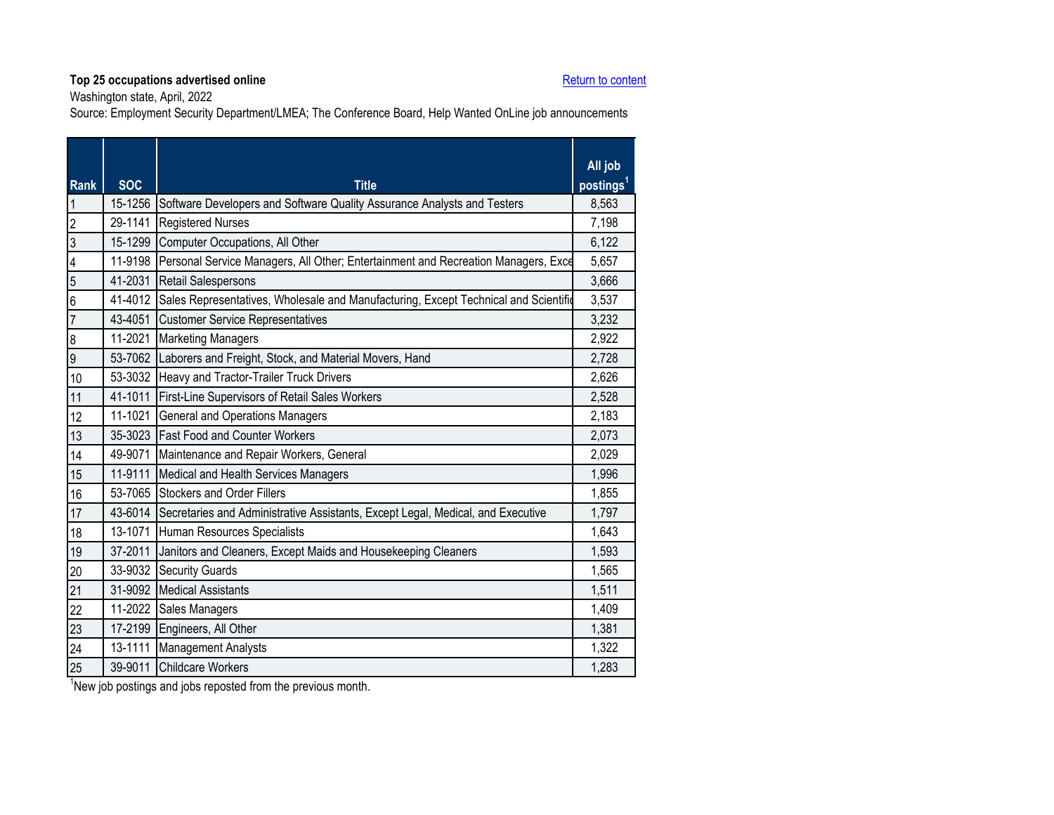**Top 25 occupations advertised online**

Washington state, April, 2022

Source: Employment Security Department/LMEA; The Conference Board, Help Wanted OnLine job announcements

Return to content

| Rank | SOC | Title | All job postings[1] |
|---|---|---|---|
| 1 | 15-1256 | Software Developers and Software Quality Assurance Analysts and Testers | 8,563 |
| 2 | 29-1141 | Registered Nurses | 7,198 |
| 3 | 15-1299 | Computer Occupations, All Other | 6,122 |
| 4 | 11-9198 | Personal Service Managers, All Other; Entertainment and Recreation Managers, Exce | 5,657 |
| 5 | 41-2031 | Retail Salespersons | 3,666 |
| 6 | 41-4012 | Sales Representatives, Wholesale and Manufacturing, Except Technical and Scientific | 3,537 |
| 7 | 43-4051 | Customer Service Representatives | 3,232 |
| 8 | 11-2021 | Marketing Managers | 2,922 |
| 9 | 53-7062 | Laborers and Freight, Stock, and Material Movers, Hand | 2,728 |
| 10 | 53-3032 | Heavy and Tractor-Trailer Truck Drivers | 2,626 |
| 11 | 41-1011 | First-Line Supervisors of Retail Sales Workers | 2,528 |
| 12 | 11-1021 | General and Operations Managers | 2,183 |
| 13 | 35-3023 | Fast Food and Counter Workers | 2,073 |
| 14 | 49-9071 | Maintenance and Repair Workers, General | 2,029 |
| 15 | 11-9111 | Medical and Health Services Managers | 1,996 |
| 16 | 53-7065 | Stockers and Order Fillers | 1,855 |
| 17 | 43-6014 | Secretaries and Administrative Assistants, Except Legal, Medical, and Executive | 1,797 |
| 18 | 13-1071 | Human Resources Specialists | 1,643 |
| 19 | 37-2011 | Janitors and Cleaners, Except Maids and Housekeeping Cleaners | 1,593 |
| 20 | 33-9032 | Security Guards | 1,565 |
| 21 | 31-9092 | Medical Assistants | 1,511 |
| 22 | 11-2022 | Sales Managers | 1,409 |
| 23 | 17-2199 | Engineers, All Other | 1,381 |
| 24 | 13-1111 | Management Analysts | 1,322 |
| 25 | 39-9011 | Childcare Workers | 1,283 |

[1]New job postings and jobs reposted from the previous month.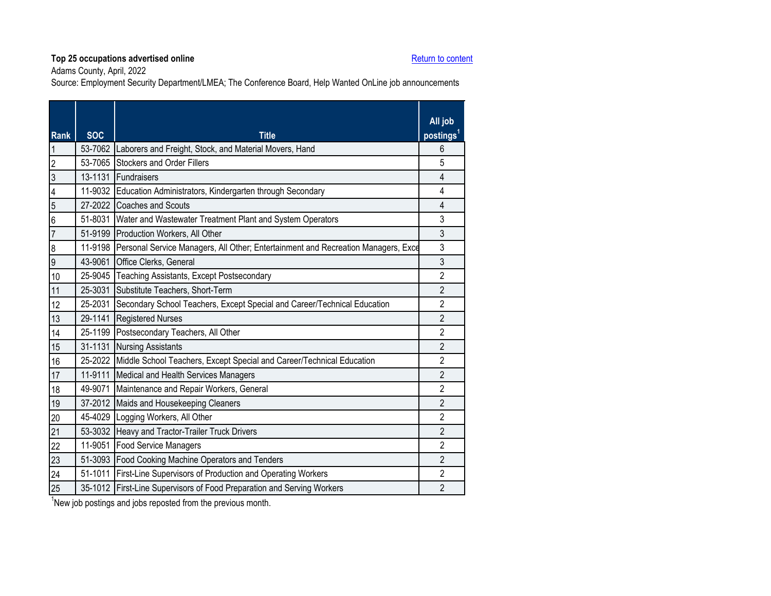**Top 25 occupations advertised online**

Return to content

Adams County, April, 2022

Source: Employment Security Department/LMEA; The Conference Board, Help Wanted OnLine job announcements

| Rank | SOC | Title | All job postings[1] |
|---|---|---|---|
| 1 | 53-7062 | Laborers and Freight, Stock, and Material Movers, Hand | 6 |
| 2 | 53-7065 | Stockers and Order Fillers | 5 |
| 3 | 13-1131 | Fundraisers | 4 |
| 4 | 11-9032 | Education Administrators, Kindergarten through Secondary | 4 |
| 5 | 27-2022 | Coaches and Scouts | 4 |
| 6 | 51-8031 | Water and Wastewater Treatment Plant and System Operators | 3 |
| 7 | 51-9199 | Production Workers, All Other | 3 |
| 8 | 11-9198 | Personal Service Managers, All Other; Entertainment and Recreation Managers, Exce | 3 |
| 9 | 43-9061 | Office Clerks, General | 3 |
| 10 | 25-9045 | Teaching Assistants, Except Postsecondary | 2 |
| 11 | 25-3031 | Substitute Teachers, Short-Term | 2 |
| 12 | 25-2031 | Secondary School Teachers, Except Special and Career/Technical Education | 2 |
| 13 | 29-1141 | Registered Nurses | 2 |
| 14 | 25-1199 | Postsecondary Teachers, All Other | 2 |
| 15 | 31-1131 | Nursing Assistants | 2 |
| 16 | 25-2022 | Middle School Teachers, Except Special and Career/Technical Education | 2 |
| 17 | 11-9111 | Medical and Health Services Managers | 2 |
| 18 | 49-9071 | Maintenance and Repair Workers, General | 2 |
| 19 | 37-2012 | Maids and Housekeeping Cleaners | 2 |
| 20 | 45-4029 | Logging Workers, All Other | 2 |
| 21 | 53-3032 | Heavy and Tractor-Trailer Truck Drivers | 2 |
| 22 | 11-9051 | Food Service Managers | 2 |
| 23 | 51-3093 | Food Cooking Machine Operators and Tenders | 2 |
| 24 | 51-1011 | First-Line Supervisors of Production and Operating Workers | 2 |
| 25 | 35-1012 | First-Line Supervisors of Food Preparation and Serving Workers | 2 |

[1]New job postings and jobs reposted from the previous month.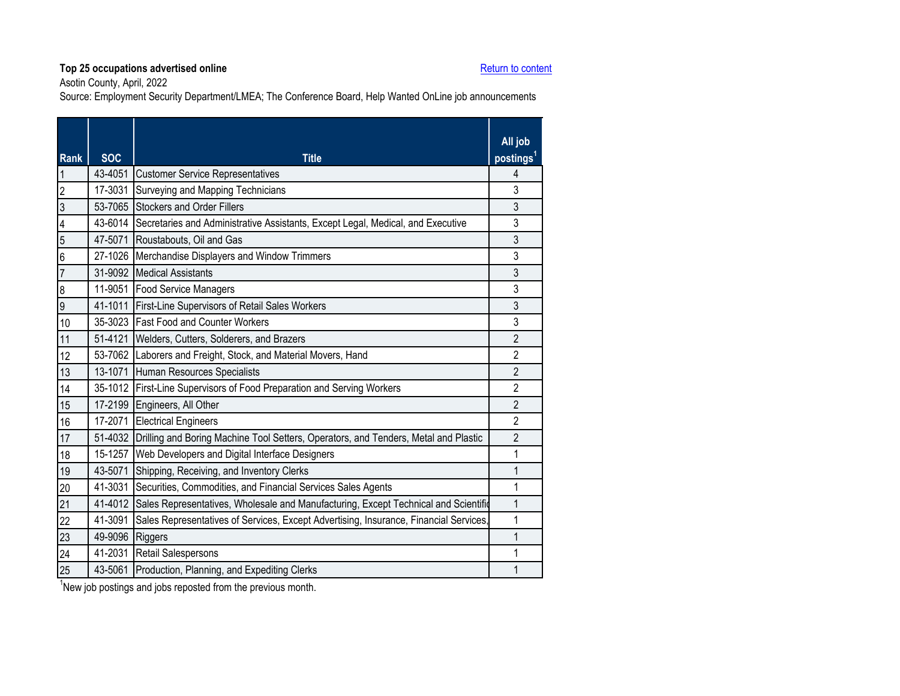**Top 25 occupations advertised online**

Return to content

Asotin County, April, 2022

Source: Employment Security Department/LMEA; The Conference Board, Help Wanted OnLine job announcements

| Rank | SOC | Title | All job postings[1] |
|---|---|---|---|
| 1 | 43-4051 | Customer Service Representatives | 4 |
| 2 | 17-3031 | Surveying and Mapping Technicians | 3 |
| 3 | 53-7065 | Stockers and Order Fillers | 3 |
| 4 | 43-6014 | Secretaries and Administrative Assistants, Except Legal, Medical, and Executive | 3 |
| 5 | 47-5071 | Roustabouts, Oil and Gas | 3 |
| 6 | 27-1026 | Merchandise Displayers and Window Trimmers | 3 |
| 7 | 31-9092 | Medical Assistants | 3 |
| 8 | 11-9051 | Food Service Managers | 3 |
| 9 | 41-1011 | First-Line Supervisors of Retail Sales Workers | 3 |
| 10 | 35-3023 | Fast Food and Counter Workers | 3 |
| 11 | 51-4121 | Welders, Cutters, Solderers, and Brazers | 2 |
| 12 | 53-7062 | Laborers and Freight, Stock, and Material Movers, Hand | 2 |
| 13 | 13-1071 | Human Resources Specialists | 2 |
| 14 | 35-1012 | First-Line Supervisors of Food Preparation and Serving Workers | 2 |
| 15 | 17-2199 | Engineers, All Other | 2 |
| 16 | 17-2071 | Electrical Engineers | 2 |
| 17 | 51-4032 | Drilling and Boring Machine Tool Setters, Operators, and Tenders, Metal and Plastic | 2 |
| 18 | 15-1257 | Web Developers and Digital Interface Designers | 1 |
| 19 | 43-5071 | Shipping, Receiving, and Inventory Clerks | 1 |
| 20 | 41-3031 | Securities, Commodities, and Financial Services Sales Agents | 1 |
| 21 | 41-4012 | Sales Representatives, Wholesale and Manufacturing, Except Technical and Scientific | 1 |
| 22 | 41-3091 | Sales Representatives of Services, Except Advertising, Insurance, Financial Services, | 1 |
| 23 | 49-9096 | Riggers | 1 |
| 24 | 41-2031 | Retail Salespersons | 1 |
| 25 | 43-5061 | Production, Planning, and Expediting Clerks | 1 |

[1]New job postings and jobs reposted from the previous month.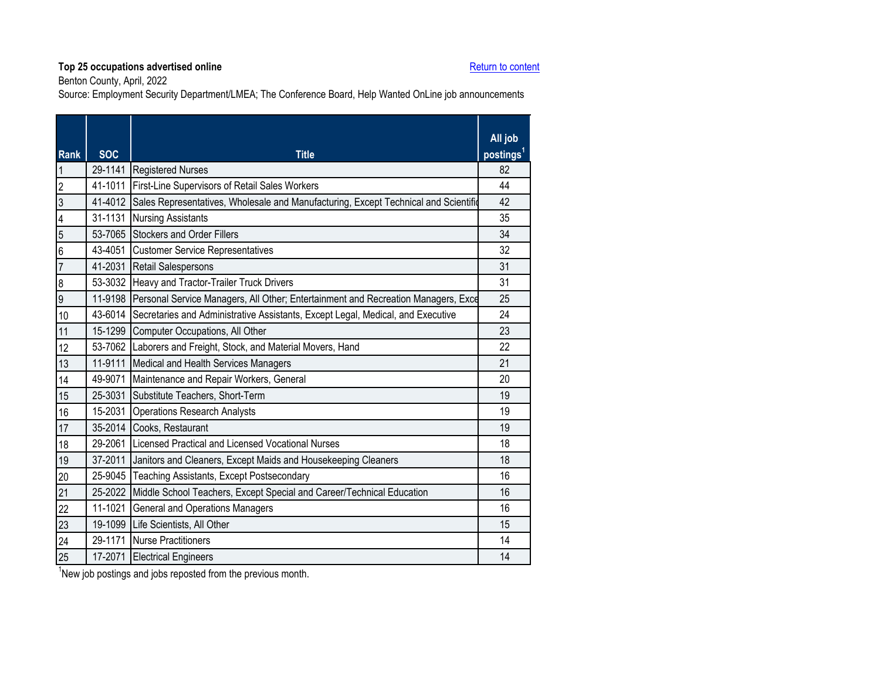**Top 25 occupations advertised online**

Return to content

Benton County, April, 2022

Source: Employment Security Department/LMEA; The Conference Board, Help Wanted OnLine job announcements

| Rank | SOC | Title | All job postings[1] |
|---|---|---|---|
| 1 | 29-1141 | Registered Nurses | 82 |
| 2 | 41-1011 | First-Line Supervisors of Retail Sales Workers | 44 |
| 3 | 41-4012 | Sales Representatives, Wholesale and Manufacturing, Except Technical and Scientific | 42 |
| 4 | 31-1131 | Nursing Assistants | 35 |
| 5 | 53-7065 | Stockers and Order Fillers | 34 |
| 6 | 43-4051 | Customer Service Representatives | 32 |
| 7 | 41-2031 | Retail Salespersons | 31 |
| 8 | 53-3032 | Heavy and Tractor-Trailer Truck Drivers | 31 |
| 9 | 11-9198 | Personal Service Managers, All Other; Entertainment and Recreation Managers, Exce | 25 |
| 10 | 43-6014 | Secretaries and Administrative Assistants, Except Legal, Medical, and Executive | 24 |
| 11 | 15-1299 | Computer Occupations, All Other | 23 |
| 12 | 53-7062 | Laborers and Freight, Stock, and Material Movers, Hand | 22 |
| 13 | 11-9111 | Medical and Health Services Managers | 21 |
| 14 | 49-9071 | Maintenance and Repair Workers, General | 20 |
| 15 | 25-3031 | Substitute Teachers, Short-Term | 19 |
| 16 | 15-2031 | Operations Research Analysts | 19 |
| 17 | 35-2014 | Cooks, Restaurant | 19 |
| 18 | 29-2061 | Licensed Practical and Licensed Vocational Nurses | 18 |
| 19 | 37-2011 | Janitors and Cleaners, Except Maids and Housekeeping Cleaners | 18 |
| 20 | 25-9045 | Teaching Assistants, Except Postsecondary | 16 |
| 21 | 25-2022 | Middle School Teachers, Except Special and Career/Technical Education | 16 |
| 22 | 11-1021 | General and Operations Managers | 16 |
| 23 | 19-1099 | Life Scientists, All Other | 15 |
| 24 | 29-1171 | Nurse Practitioners | 14 |
| 25 | 17-2071 | Electrical Engineers | 14 |

[1]New job postings and jobs reposted from the previous month.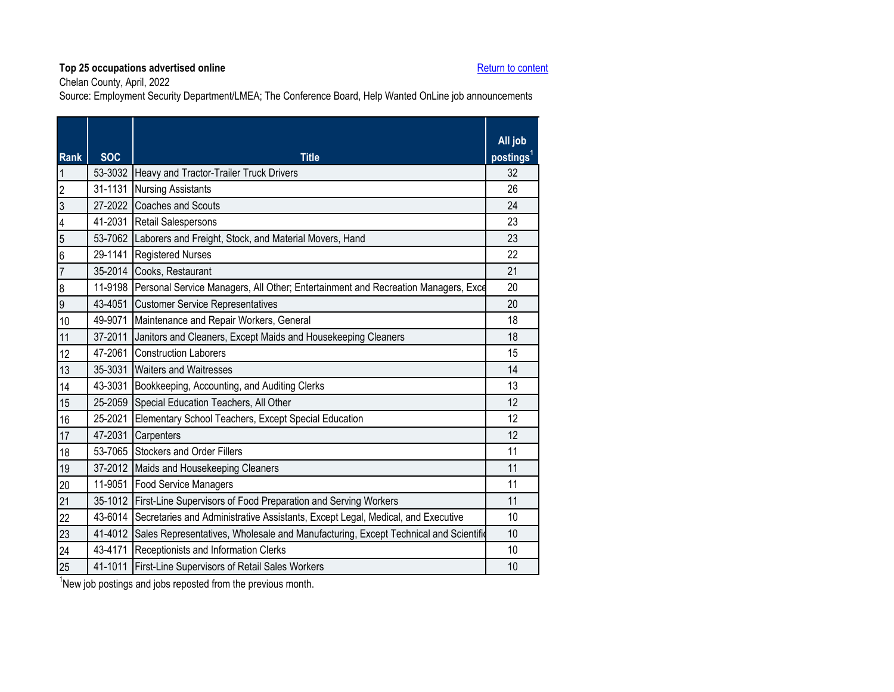**Top 25 occupations advertised online**

Return to content

Chelan County, April, 2022

Source: Employment Security Department/LMEA; The Conference Board, Help Wanted OnLine job announcements

| Rank | SOC | Title | All job postings[1] |
|---|---|---|---|
| 1 | 53-3032 | Heavy and Tractor-Trailer Truck Drivers | 32 |
| 2 | 31-1131 | Nursing Assistants | 26 |
| 3 | 27-2022 | Coaches and Scouts | 24 |
| 4 | 41-2031 | Retail Salespersons | 23 |
| 5 | 53-7062 | Laborers and Freight, Stock, and Material Movers, Hand | 23 |
| 6 | 29-1141 | Registered Nurses | 22 |
| 7 | 35-2014 | Cooks, Restaurant | 21 |
| 8 | 11-9198 | Personal Service Managers, All Other; Entertainment and Recreation Managers, Exce | 20 |
| 9 | 43-4051 | Customer Service Representatives | 20 |
| 10 | 49-9071 | Maintenance and Repair Workers, General | 18 |
| 11 | 37-2011 | Janitors and Cleaners, Except Maids and Housekeeping Cleaners | 18 |
| 12 | 47-2061 | Construction Laborers | 15 |
| 13 | 35-3031 | Waiters and Waitresses | 14 |
| 14 | 43-3031 | Bookkeeping, Accounting, and Auditing Clerks | 13 |
| 15 | 25-2059 | Special Education Teachers, All Other | 12 |
| 16 | 25-2021 | Elementary School Teachers, Except Special Education | 12 |
| 17 | 47-2031 | Carpenters | 12 |
| 18 | 53-7065 | Stockers and Order Fillers | 11 |
| 19 | 37-2012 | Maids and Housekeeping Cleaners | 11 |
| 20 | 11-9051 | Food Service Managers | 11 |
| 21 | 35-1012 | First-Line Supervisors of Food Preparation and Serving Workers | 11 |
| 22 | 43-6014 | Secretaries and Administrative Assistants, Except Legal, Medical, and Executive | 10 |
| 23 | 41-4012 | Sales Representatives, Wholesale and Manufacturing, Except Technical and Scientific | 10 |
| 24 | 43-4171 | Receptionists and Information Clerks | 10 |
| 25 | 41-1011 | First-Line Supervisors of Retail Sales Workers | 10 |

[1]New job postings and jobs reposted from the previous month.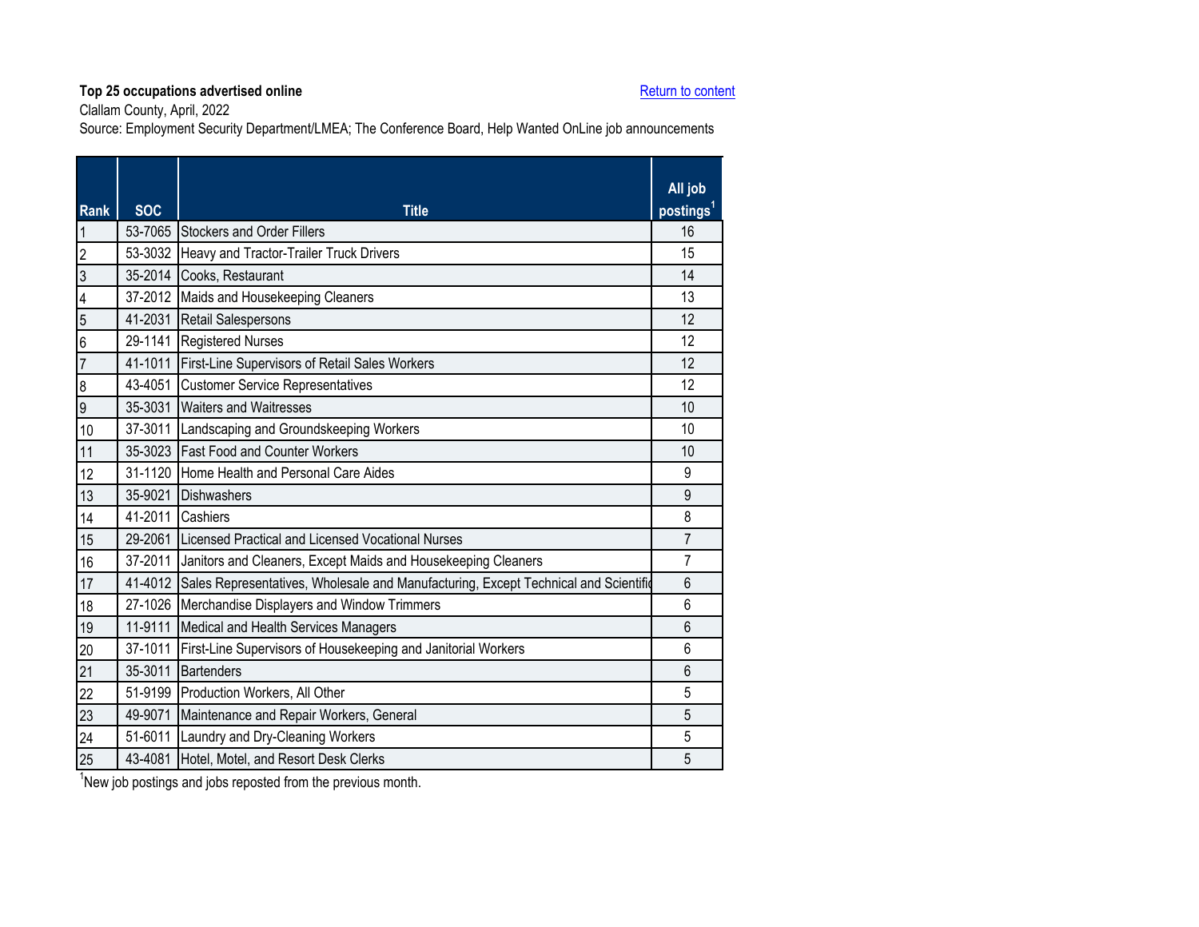**Top 25 occupations advertised online**

Return to content

Clallam County, April, 2022

Source: Employment Security Department/LMEA; The Conference Board, Help Wanted OnLine job announcements

| Rank | SOC | Title | All job postings[1] |
|---|---|---|---|
| 1 | 53-7065 | Stockers and Order Fillers | 16 |
| 2 | 53-3032 | Heavy and Tractor-Trailer Truck Drivers | 15 |
| 3 | 35-2014 | Cooks, Restaurant | 14 |
| 4 | 37-2012 | Maids and Housekeeping Cleaners | 13 |
| 5 | 41-2031 | Retail Salespersons | 12 |
| 6 | 29-1141 | Registered Nurses | 12 |
| 7 | 41-1011 | First-Line Supervisors of Retail Sales Workers | 12 |
| 8 | 43-4051 | Customer Service Representatives | 12 |
| 9 | 35-3031 | Waiters and Waitresses | 10 |
| 10 | 37-3011 | Landscaping and Groundskeeping Workers | 10 |
| 11 | 35-3023 | Fast Food and Counter Workers | 10 |
| 12 | 31-1120 | Home Health and Personal Care Aides | 9 |
| 13 | 35-9021 | Dishwashers | 9 |
| 14 | 41-2011 | Cashiers | 8 |
| 15 | 29-2061 | Licensed Practical and Licensed Vocational Nurses | 7 |
| 16 | 37-2011 | Janitors and Cleaners, Except Maids and Housekeeping Cleaners | 7 |
| 17 | 41-4012 | Sales Representatives, Wholesale and Manufacturing, Except Technical and Scientific | 6 |
| 18 | 27-1026 | Merchandise Displayers and Window Trimmers | 6 |
| 19 | 11-9111 | Medical and Health Services Managers | 6 |
| 20 | 37-1011 | First-Line Supervisors of Housekeeping and Janitorial Workers | 6 |
| 21 | 35-3011 | Bartenders | 6 |
| 22 | 51-9199 | Production Workers, All Other | 5 |
| 23 | 49-9071 | Maintenance and Repair Workers, General | 5 |
| 24 | 51-6011 | Laundry and Dry-Cleaning Workers | 5 |
| 25 | 43-4081 | Hotel, Motel, and Resort Desk Clerks | 5 |

[1]New job postings and jobs reposted from the previous month.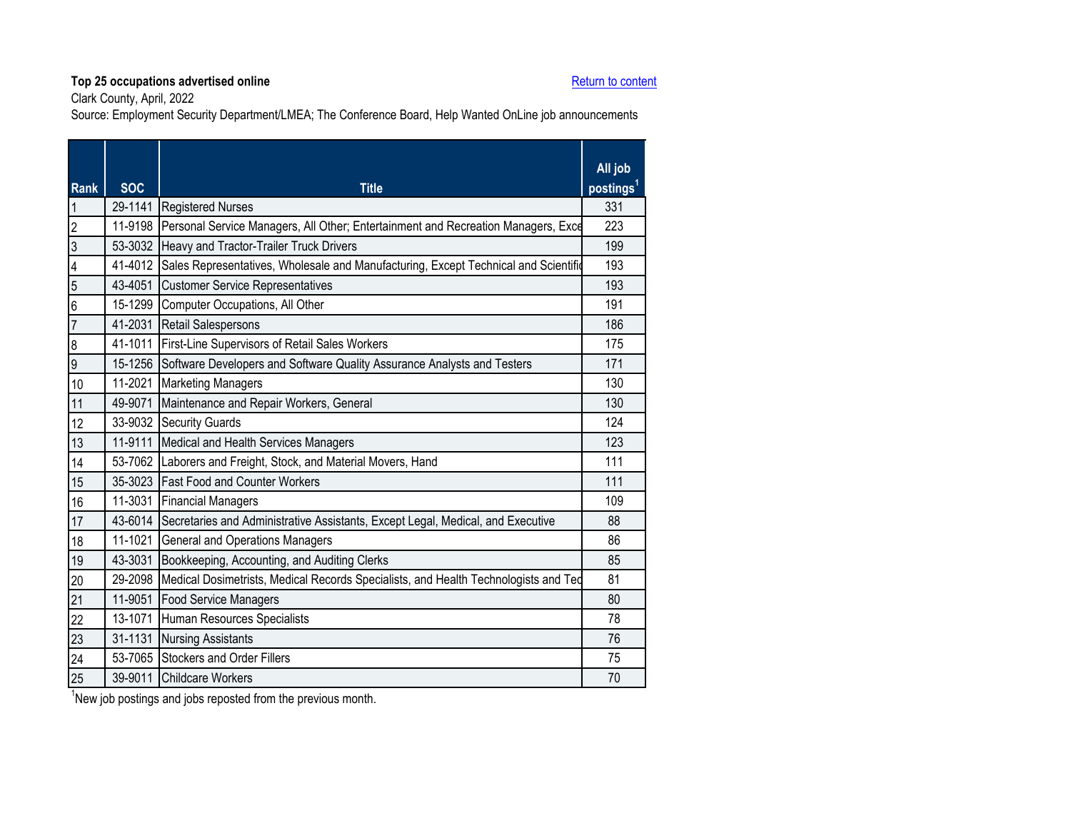**Top 25 occupations advertised online**

Return to content

Clark County, April, 2022

Source: Employment Security Department/LMEA; The Conference Board, Help Wanted OnLine job announcements

| Rank | SOC | Title | All job postings[1] |
|---|---|---|---|
| 1 | 29-1141 | Registered Nurses | 331 |
| 2 | 11-9198 | Personal Service Managers, All Other; Entertainment and Recreation Managers, Exce | 223 |
| 3 | 53-3032 | Heavy and Tractor-Trailer Truck Drivers | 199 |
| 4 | 41-4012 | Sales Representatives, Wholesale and Manufacturing, Except Technical and Scientific | 193 |
| 5 | 43-4051 | Customer Service Representatives | 193 |
| 6 | 15-1299 | Computer Occupations, All Other | 191 |
| 7 | 41-2031 | Retail Salespersons | 186 |
| 8 | 41-1011 | First-Line Supervisors of Retail Sales Workers | 175 |
| 9 | 15-1256 | Software Developers and Software Quality Assurance Analysts and Testers | 171 |
| 10 | 11-2021 | Marketing Managers | 130 |
| 11 | 49-9071 | Maintenance and Repair Workers, General | 130 |
| 12 | 33-9032 | Security Guards | 124 |
| 13 | 11-9111 | Medical and Health Services Managers | 123 |
| 14 | 53-7062 | Laborers and Freight, Stock, and Material Movers, Hand | 111 |
| 15 | 35-3023 | Fast Food and Counter Workers | 111 |
| 16 | 11-3031 | Financial Managers | 109 |
| 17 | 43-6014 | Secretaries and Administrative Assistants, Except Legal, Medical, and Executive | 88 |
| 18 | 11-1021 | General and Operations Managers | 86 |
| 19 | 43-3031 | Bookkeeping, Accounting, and Auditing Clerks | 85 |
| 20 | 29-2098 | Medical Dosimetrists, Medical Records Specialists, and Health Technologists and Tec | 81 |
| 21 | 11-9051 | Food Service Managers | 80 |
| 22 | 13-1071 | Human Resources Specialists | 78 |
| 23 | 31-1131 | Nursing Assistants | 76 |
| 24 | 53-7065 | Stockers and Order Fillers | 75 |
| 25 | 39-9011 | Childcare Workers | 70 |

[1]New job postings and jobs reposted from the previous month.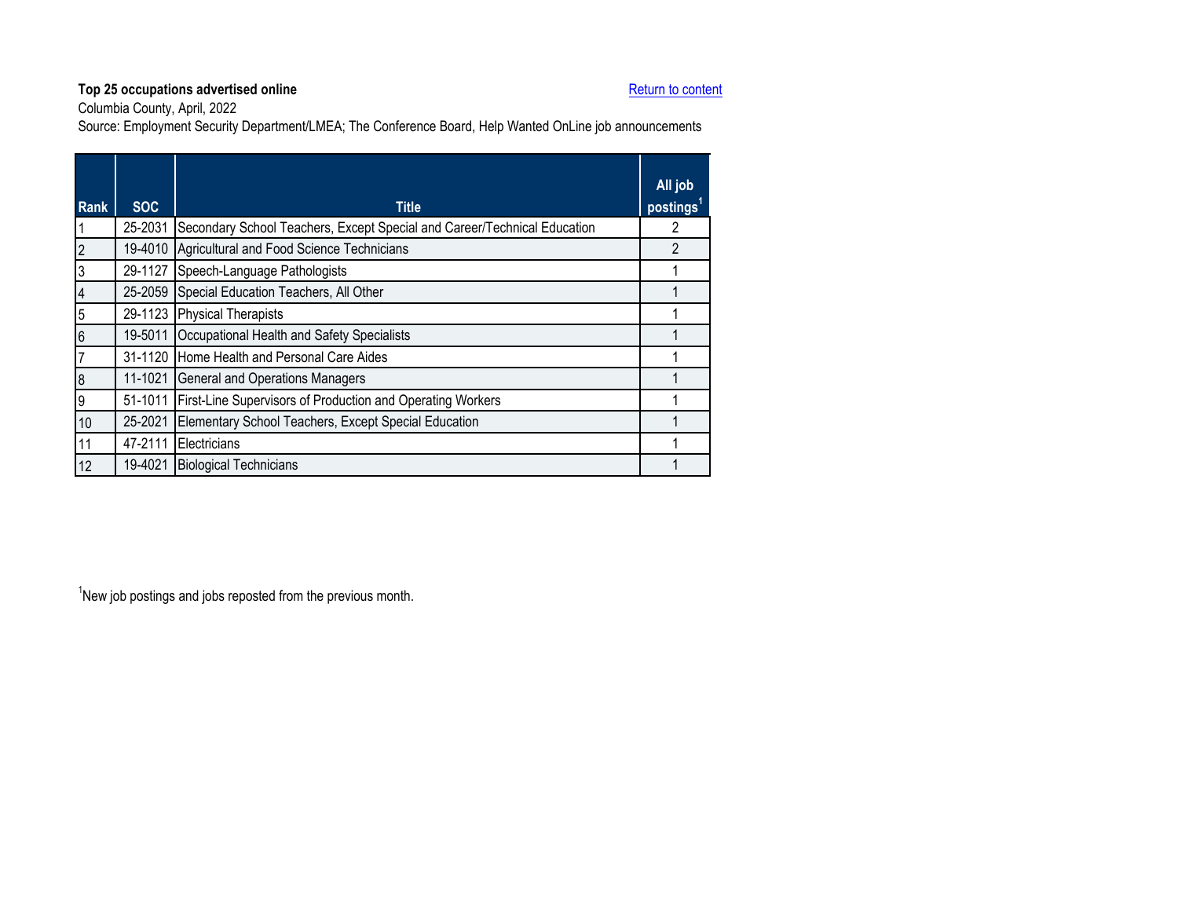**Top 25 occupations advertised online**

Return to content

Columbia County, April, 2022

Source: Employment Security Department/LMEA; The Conference Board, Help Wanted OnLine job announcements

| Rank | SOC | Title | All job postings[1] |
|---|---|---|---|
| 1 | 25-2031 | Secondary School Teachers, Except Special and Career/Technical Education | 2 |
| 2 | 19-4010 | Agricultural and Food Science Technicians | 2 |
| 3 | 29-1127 | Speech-Language Pathologists | 1 |
| 4 | 25-2059 | Special Education Teachers, All Other | 1 |
| 5 | 29-1123 | Physical Therapists | 1 |
| 6 | 19-5011 | Occupational Health and Safety Specialists | 1 |
| 7 | 31-1120 | Home Health and Personal Care Aides | 1 |
| 8 | 11-1021 | General and Operations Managers | 1 |
| 9 | 51-1011 | First-Line Supervisors of Production and Operating Workers | 1 |
| 10 | 25-2021 | Elementary School Teachers, Except Special Education | 1 |
| 11 | 47-2111 | Electricians | 1 |
| 12 | 19-4021 | Biological Technicians | 1 |

[1]New job postings and jobs reposted from the previous month.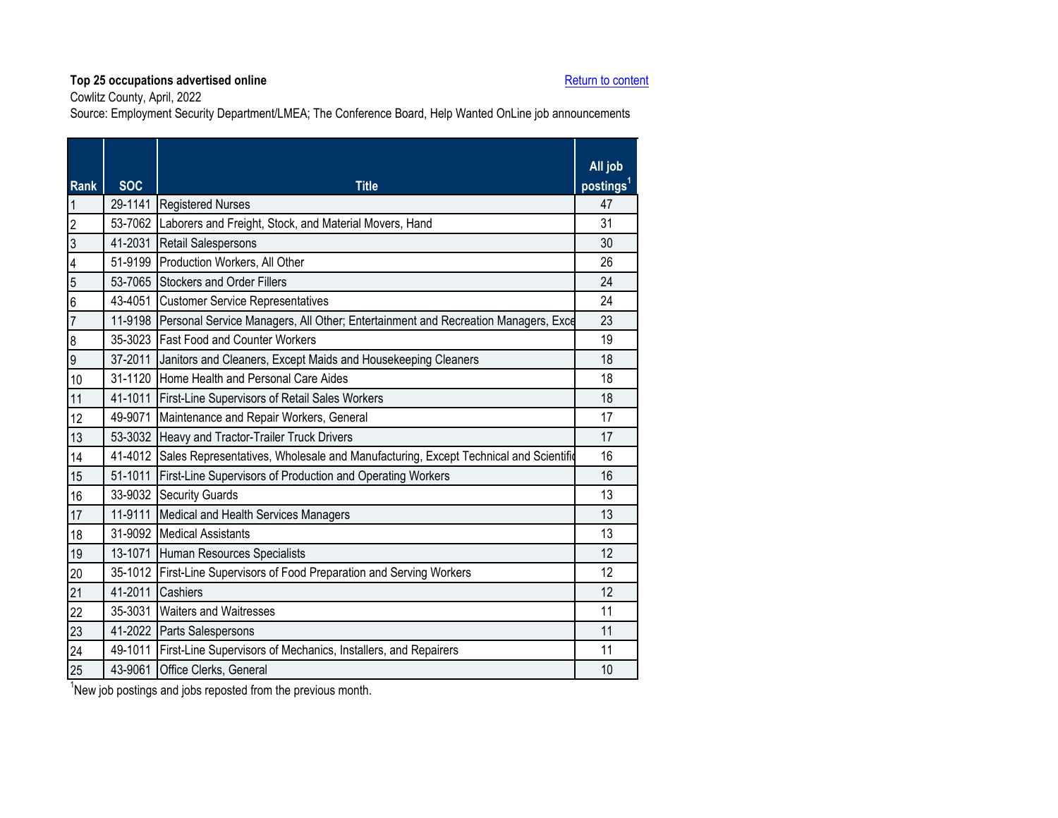**Top 25 occupations advertised online**

Return to content

Cowlitz County, April, 2022

Source: Employment Security Department/LMEA; The Conference Board, Help Wanted OnLine job announcements

| Rank | SOC | Title | All job postings[1] |
|---|---|---|---|
| 1 | 29-1141 | Registered Nurses | 47 |
| 2 | 53-7062 | Laborers and Freight, Stock, and Material Movers, Hand | 31 |
| 3 | 41-2031 | Retail Salespersons | 30 |
| 4 | 51-9199 | Production Workers, All Other | 26 |
| 5 | 53-7065 | Stockers and Order Fillers | 24 |
| 6 | 43-4051 | Customer Service Representatives | 24 |
| 7 | 11-9198 | Personal Service Managers, All Other; Entertainment and Recreation Managers, Exce | 23 |
| 8 | 35-3023 | Fast Food and Counter Workers | 19 |
| 9 | 37-2011 | Janitors and Cleaners, Except Maids and Housekeeping Cleaners | 18 |
| 10 | 31-1120 | Home Health and Personal Care Aides | 18 |
| 11 | 41-1011 | First-Line Supervisors of Retail Sales Workers | 18 |
| 12 | 49-9071 | Maintenance and Repair Workers, General | 17 |
| 13 | 53-3032 | Heavy and Tractor-Trailer Truck Drivers | 17 |
| 14 | 41-4012 | Sales Representatives, Wholesale and Manufacturing, Except Technical and Scientific | 16 |
| 15 | 51-1011 | First-Line Supervisors of Production and Operating Workers | 16 |
| 16 | 33-9032 | Security Guards | 13 |
| 17 | 11-9111 | Medical and Health Services Managers | 13 |
| 18 | 31-9092 | Medical Assistants | 13 |
| 19 | 13-1071 | Human Resources Specialists | 12 |
| 20 | 35-1012 | First-Line Supervisors of Food Preparation and Serving Workers | 12 |
| 21 | 41-2011 | Cashiers | 12 |
| 22 | 35-3031 | Waiters and Waitresses | 11 |
| 23 | 41-2022 | Parts Salespersons | 11 |
| 24 | 49-1011 | First-Line Supervisors of Mechanics, Installers, and Repairers | 11 |
| 25 | 43-9061 | Office Clerks, General | 10 |

[1]New job postings and jobs reposted from the previous month.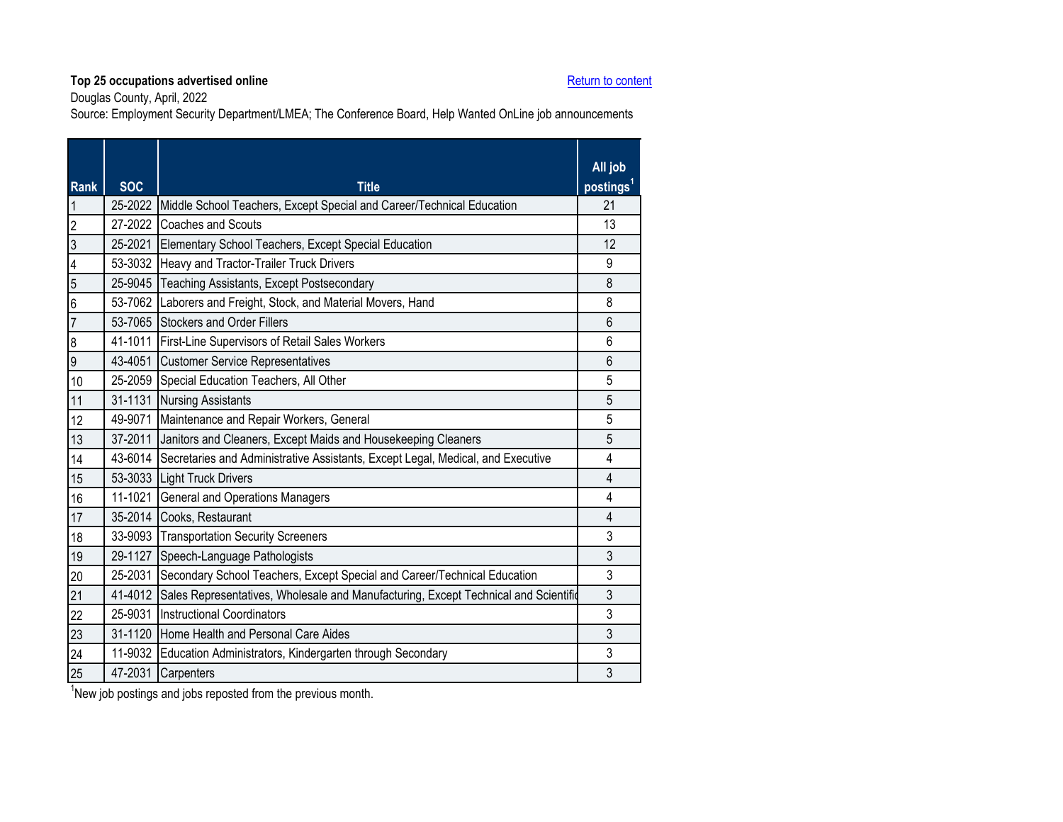**Top 25 occupations advertised online**

Return to content

Douglas County, April, 2022

Source: Employment Security Department/LMEA; The Conference Board, Help Wanted OnLine job announcements

| Rank | SOC | Title | All job postings[1] |
|---|---|---|---|
| 1 | 25-2022 | Middle School Teachers, Except Special and Career/Technical Education | 21 |
| 2 | 27-2022 | Coaches and Scouts | 13 |
| 3 | 25-2021 | Elementary School Teachers, Except Special Education | 12 |
| 4 | 53-3032 | Heavy and Tractor-Trailer Truck Drivers | 9 |
| 5 | 25-9045 | Teaching Assistants, Except Postsecondary | 8 |
| 6 | 53-7062 | Laborers and Freight, Stock, and Material Movers, Hand | 8 |
| 7 | 53-7065 | Stockers and Order Fillers | 6 |
| 8 | 41-1011 | First-Line Supervisors of Retail Sales Workers | 6 |
| 9 | 43-4051 | Customer Service Representatives | 6 |
| 10 | 25-2059 | Special Education Teachers, All Other | 5 |
| 11 | 31-1131 | Nursing Assistants | 5 |
| 12 | 49-9071 | Maintenance and Repair Workers, General | 5 |
| 13 | 37-2011 | Janitors and Cleaners, Except Maids and Housekeeping Cleaners | 5 |
| 14 | 43-6014 | Secretaries and Administrative Assistants, Except Legal, Medical, and Executive | 4 |
| 15 | 53-3033 | Light Truck Drivers | 4 |
| 16 | 11-1021 | General and Operations Managers | 4 |
| 17 | 35-2014 | Cooks, Restaurant | 4 |
| 18 | 33-9093 | Transportation Security Screeners | 3 |
| 19 | 29-1127 | Speech-Language Pathologists | 3 |
| 20 | 25-2031 | Secondary School Teachers, Except Special and Career/Technical Education | 3 |
| 21 | 41-4012 | Sales Representatives, Wholesale and Manufacturing, Except Technical and Scientific | 3 |
| 22 | 25-9031 | Instructional Coordinators | 3 |
| 23 | 31-1120 | Home Health and Personal Care Aides | 3 |
| 24 | 11-9032 | Education Administrators, Kindergarten through Secondary | 3 |
| 25 | 47-2031 | Carpenters | 3 |

[1]New job postings and jobs reposted from the previous month.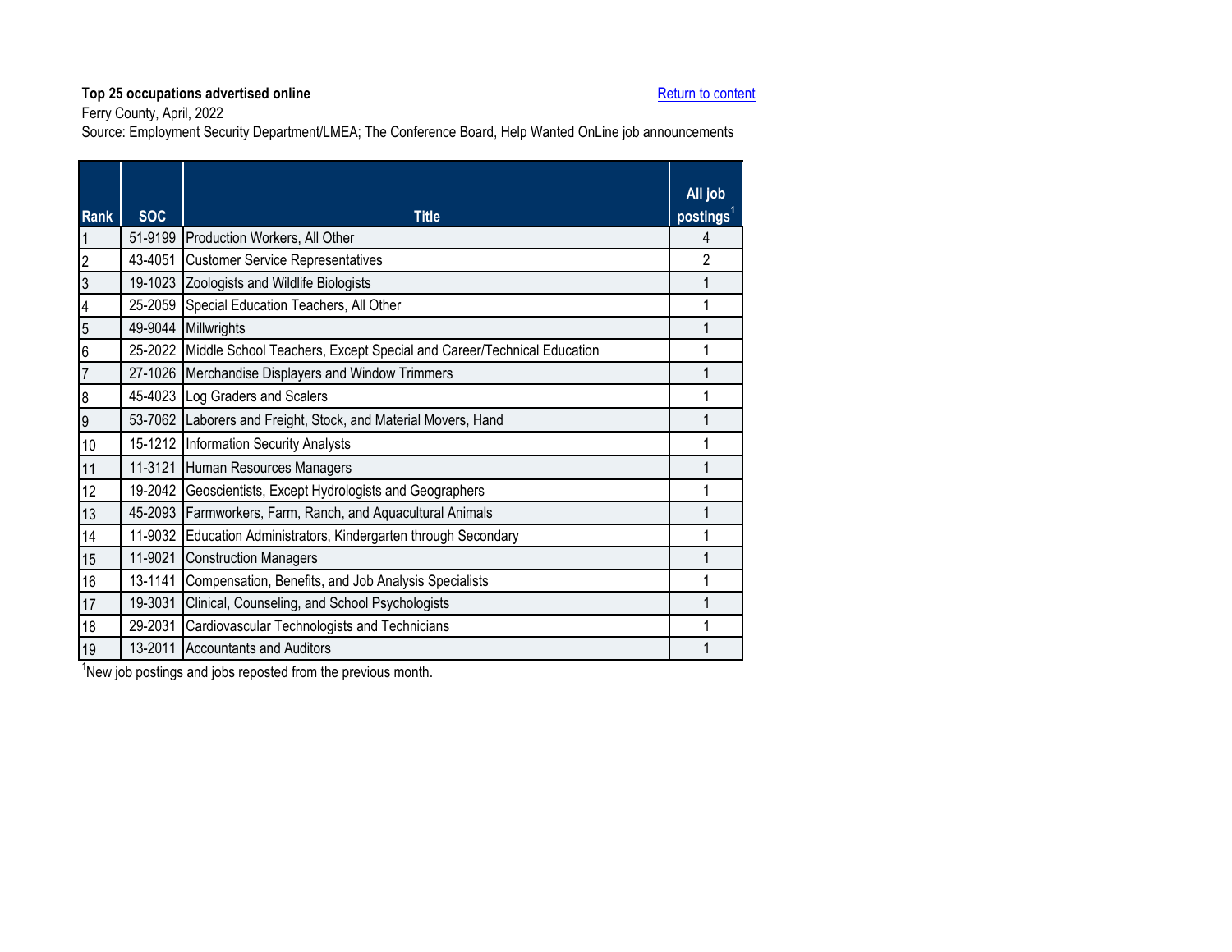**Top 25 occupations advertised online**

Return to content

Ferry County, April, 2022

Source: Employment Security Department/LMEA; The Conference Board, Help Wanted OnLine job announcements

| Rank | SOC | Title | All job postings[1] |
|---|---|---|---|
| 1 | 51-9199 | Production Workers, All Other | 4 |
| 2 | 43-4051 | Customer Service Representatives | 2 |
| 3 | 19-1023 | Zoologists and Wildlife Biologists | 1 |
| 4 | 25-2059 | Special Education Teachers, All Other | 1 |
| 5 | 49-9044 | Millwrights | 1 |
| 6 | 25-2022 | Middle School Teachers, Except Special and Career/Technical Education | 1 |
| 7 | 27-1026 | Merchandise Displayers and Window Trimmers | 1 |
| 8 | 45-4023 | Log Graders and Scalers | 1 |
| 9 | 53-7062 | Laborers and Freight, Stock, and Material Movers, Hand | 1 |
| 10 | 15-1212 | Information Security Analysts | 1 |
| 11 | 11-3121 | Human Resources Managers | 1 |
| 12 | 19-2042 | Geoscientists, Except Hydrologists and Geographers | 1 |
| 13 | 45-2093 | Farmworkers, Farm, Ranch, and Aquacultural Animals | 1 |
| 14 | 11-9032 | Education Administrators, Kindergarten through Secondary | 1 |
| 15 | 11-9021 | Construction Managers | 1 |
| 16 | 13-1141 | Compensation, Benefits, and Job Analysis Specialists | 1 |
| 17 | 19-3031 | Clinical, Counseling, and School Psychologists | 1 |
| 18 | 29-2031 | Cardiovascular Technologists and Technicians | 1 |
| 19 | 13-2011 | Accountants and Auditors | 1 |

[1]New job postings and jobs reposted from the previous month.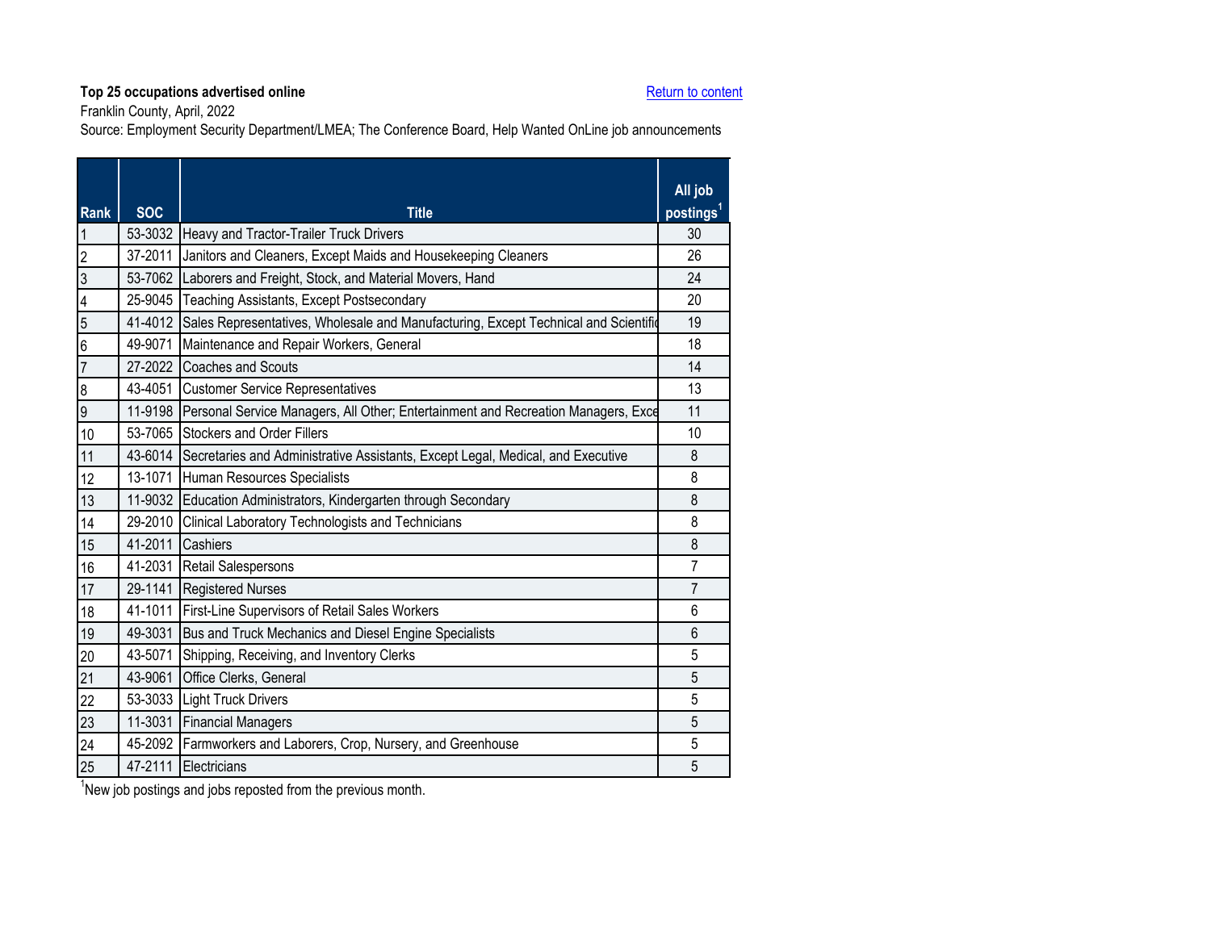**Top 25 occupations advertised online**

Return to content

Franklin County, April, 2022

Source: Employment Security Department/LMEA; The Conference Board, Help Wanted OnLine job announcements

| Rank | SOC | Title | All job postings[1] |
|---|---|---|---|
| 1 | 53-3032 | Heavy and Tractor-Trailer Truck Drivers | 30 |
| 2 | 37-2011 | Janitors and Cleaners, Except Maids and Housekeeping Cleaners | 26 |
| 3 | 53-7062 | Laborers and Freight, Stock, and Material Movers, Hand | 24 |
| 4 | 25-9045 | Teaching Assistants, Except Postsecondary | 20 |
| 5 | 41-4012 | Sales Representatives, Wholesale and Manufacturing, Except Technical and Scientific | 19 |
| 6 | 49-9071 | Maintenance and Repair Workers, General | 18 |
| 7 | 27-2022 | Coaches and Scouts | 14 |
| 8 | 43-4051 | Customer Service Representatives | 13 |
| 9 | 11-9198 | Personal Service Managers, All Other; Entertainment and Recreation Managers, Exce | 11 |
| 10 | 53-7065 | Stockers and Order Fillers | 10 |
| 11 | 43-6014 | Secretaries and Administrative Assistants, Except Legal, Medical, and Executive | 8 |
| 12 | 13-1071 | Human Resources Specialists | 8 |
| 13 | 11-9032 | Education Administrators, Kindergarten through Secondary | 8 |
| 14 | 29-2010 | Clinical Laboratory Technologists and Technicians | 8 |
| 15 | 41-2011 | Cashiers | 8 |
| 16 | 41-2031 | Retail Salespersons | 7 |
| 17 | 29-1141 | Registered Nurses | 7 |
| 18 | 41-1011 | First-Line Supervisors of Retail Sales Workers | 6 |
| 19 | 49-3031 | Bus and Truck Mechanics and Diesel Engine Specialists | 6 |
| 20 | 43-5071 | Shipping, Receiving, and Inventory Clerks | 5 |
| 21 | 43-9061 | Office Clerks, General | 5 |
| 22 | 53-3033 | Light Truck Drivers | 5 |
| 23 | 11-3031 | Financial Managers | 5 |
| 24 | 45-2092 | Farmworkers and Laborers, Crop, Nursery, and Greenhouse | 5 |
| 25 | 47-2111 | Electricians | 5 |

[1]New job postings and jobs reposted from the previous month.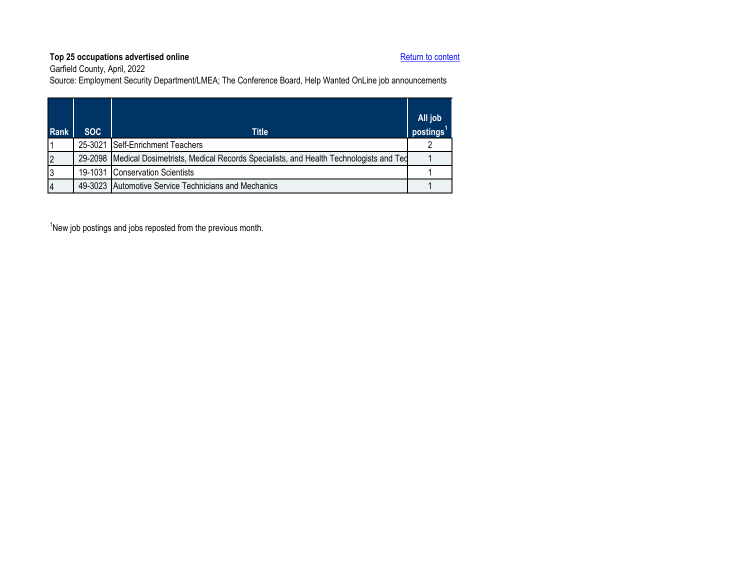**Top 25 occupations advertised online**

Return to content

Garfield County, April, 2022

Source: Employment Security Department/LMEA; The Conference Board, Help Wanted OnLine job announcements

| Rank | SOC | Title | All job postings[1] |
|---|---|---|---|
| 1 | 25-3021 | Self-Enrichment Teachers | 2 |
| 2 | 29-2098 | Medical Dosimetrists, Medical Records Specialists, and Health Technologists and Tec | 1 |
| 3 | 19-1031 | Conservation Scientists | 1 |
| 4 | 49-3023 | Automotive Service Technicians and Mechanics | 1 |

[1]New job postings and jobs reposted from the previous month.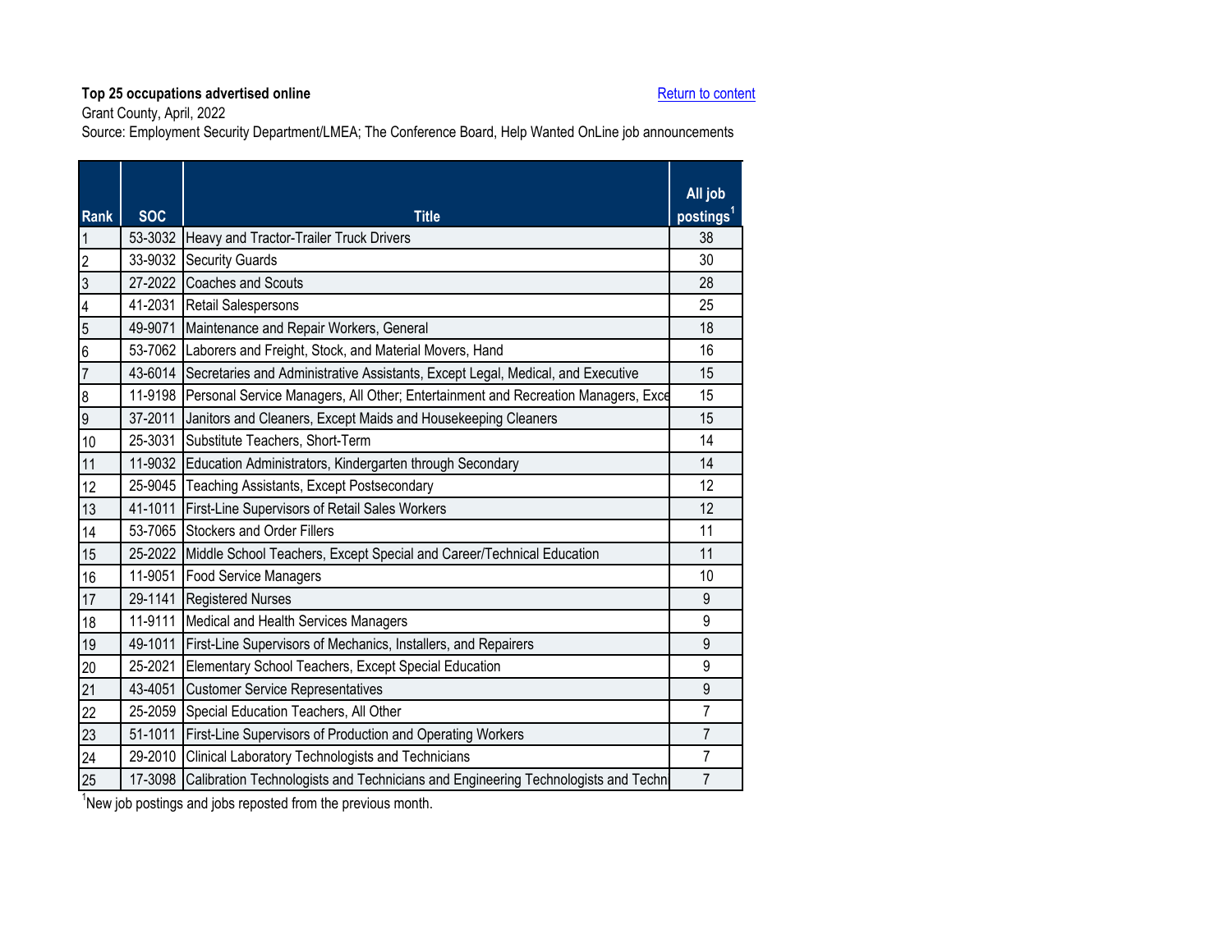**Top 25 occupations advertised online**

Return to content

Grant County, April, 2022

Source: Employment Security Department/LMEA; The Conference Board, Help Wanted OnLine job announcements

| Rank | SOC | Title | All job postings[1] |
|---|---|---|---|
| 1 | 53-3032 | Heavy and Tractor-Trailer Truck Drivers | 38 |
| 2 | 33-9032 | Security Guards | 30 |
| 3 | 27-2022 | Coaches and Scouts | 28 |
| 4 | 41-2031 | Retail Salespersons | 25 |
| 5 | 49-9071 | Maintenance and Repair Workers, General | 18 |
| 6 | 53-7062 | Laborers and Freight, Stock, and Material Movers, Hand | 16 |
| 7 | 43-6014 | Secretaries and Administrative Assistants, Except Legal, Medical, and Executive | 15 |
| 8 | 11-9198 | Personal Service Managers, All Other; Entertainment and Recreation Managers, Exce | 15 |
| 9 | 37-2011 | Janitors and Cleaners, Except Maids and Housekeeping Cleaners | 15 |
| 10 | 25-3031 | Substitute Teachers, Short-Term | 14 |
| 11 | 11-9032 | Education Administrators, Kindergarten through Secondary | 14 |
| 12 | 25-9045 | Teaching Assistants, Except Postsecondary | 12 |
| 13 | 41-1011 | First-Line Supervisors of Retail Sales Workers | 12 |
| 14 | 53-7065 | Stockers and Order Fillers | 11 |
| 15 | 25-2022 | Middle School Teachers, Except Special and Career/Technical Education | 11 |
| 16 | 11-9051 | Food Service Managers | 10 |
| 17 | 29-1141 | Registered Nurses | 9 |
| 18 | 11-9111 | Medical and Health Services Managers | 9 |
| 19 | 49-1011 | First-Line Supervisors of Mechanics, Installers, and Repairers | 9 |
| 20 | 25-2021 | Elementary School Teachers, Except Special Education | 9 |
| 21 | 43-4051 | Customer Service Representatives | 9 |
| 22 | 25-2059 | Special Education Teachers, All Other | 7 |
| 23 | 51-1011 | First-Line Supervisors of Production and Operating Workers | 7 |
| 24 | 29-2010 | Clinical Laboratory Technologists and Technicians | 7 |
| 25 | 17-3098 | Calibration Technologists and Technicians and Engineering Technologists and Techn | 7 |

[1]New job postings and jobs reposted from the previous month.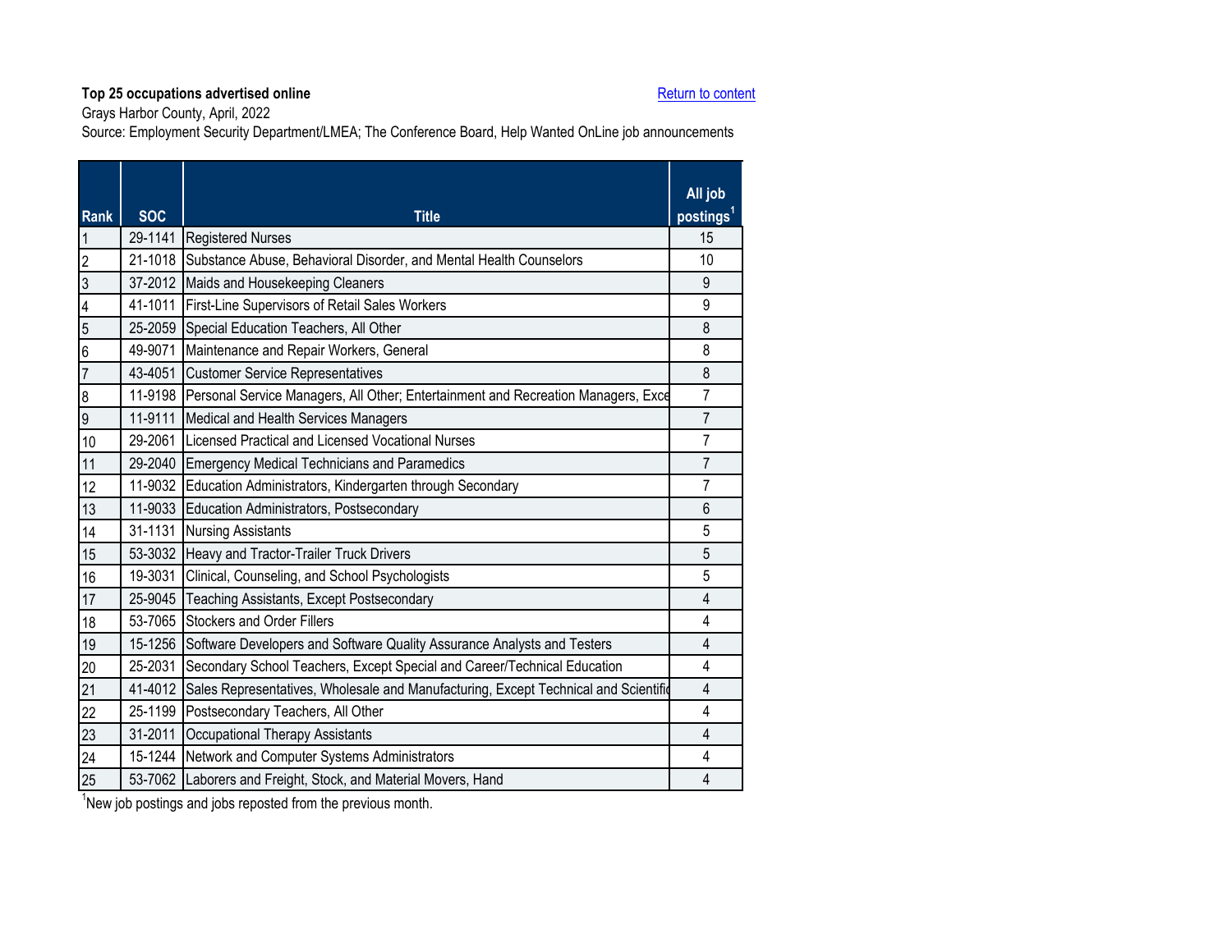**Top 25 occupations advertised online**

Return to content

Grays Harbor County, April, 2022

Source: Employment Security Department/LMEA; The Conference Board, Help Wanted OnLine job announcements

| Rank | SOC | Title | All job postings[1] |
|---|---|---|---|
| 1 | 29-1141 | Registered Nurses | 15 |
| 2 | 21-1018 | Substance Abuse, Behavioral Disorder, and Mental Health Counselors | 10 |
| 3 | 37-2012 | Maids and Housekeeping Cleaners | 9 |
| 4 | 41-1011 | First-Line Supervisors of Retail Sales Workers | 9 |
| 5 | 25-2059 | Special Education Teachers, All Other | 8 |
| 6 | 49-9071 | Maintenance and Repair Workers, General | 8 |
| 7 | 43-4051 | Customer Service Representatives | 8 |
| 8 | 11-9198 | Personal Service Managers, All Other; Entertainment and Recreation Managers, Exce | 7 |
| 9 | 11-9111 | Medical and Health Services Managers | 7 |
| 10 | 29-2061 | Licensed Practical and Licensed Vocational Nurses | 7 |
| 11 | 29-2040 | Emergency Medical Technicians and Paramedics | 7 |
| 12 | 11-9032 | Education Administrators, Kindergarten through Secondary | 7 |
| 13 | 11-9033 | Education Administrators, Postsecondary | 6 |
| 14 | 31-1131 | Nursing Assistants | 5 |
| 15 | 53-3032 | Heavy and Tractor-Trailer Truck Drivers | 5 |
| 16 | 19-3031 | Clinical, Counseling, and School Psychologists | 5 |
| 17 | 25-9045 | Teaching Assistants, Except Postsecondary | 4 |
| 18 | 53-7065 | Stockers and Order Fillers | 4 |
| 19 | 15-1256 | Software Developers and Software Quality Assurance Analysts and Testers | 4 |
| 20 | 25-2031 | Secondary School Teachers, Except Special and Career/Technical Education | 4 |
| 21 | 41-4012 | Sales Representatives, Wholesale and Manufacturing, Except Technical and Scientific | 4 |
| 22 | 25-1199 | Postsecondary Teachers, All Other | 4 |
| 23 | 31-2011 | Occupational Therapy Assistants | 4 |
| 24 | 15-1244 | Network and Computer Systems Administrators | 4 |
| 25 | 53-7062 | Laborers and Freight, Stock, and Material Movers, Hand | 4 |

[1]New job postings and jobs reposted from the previous month.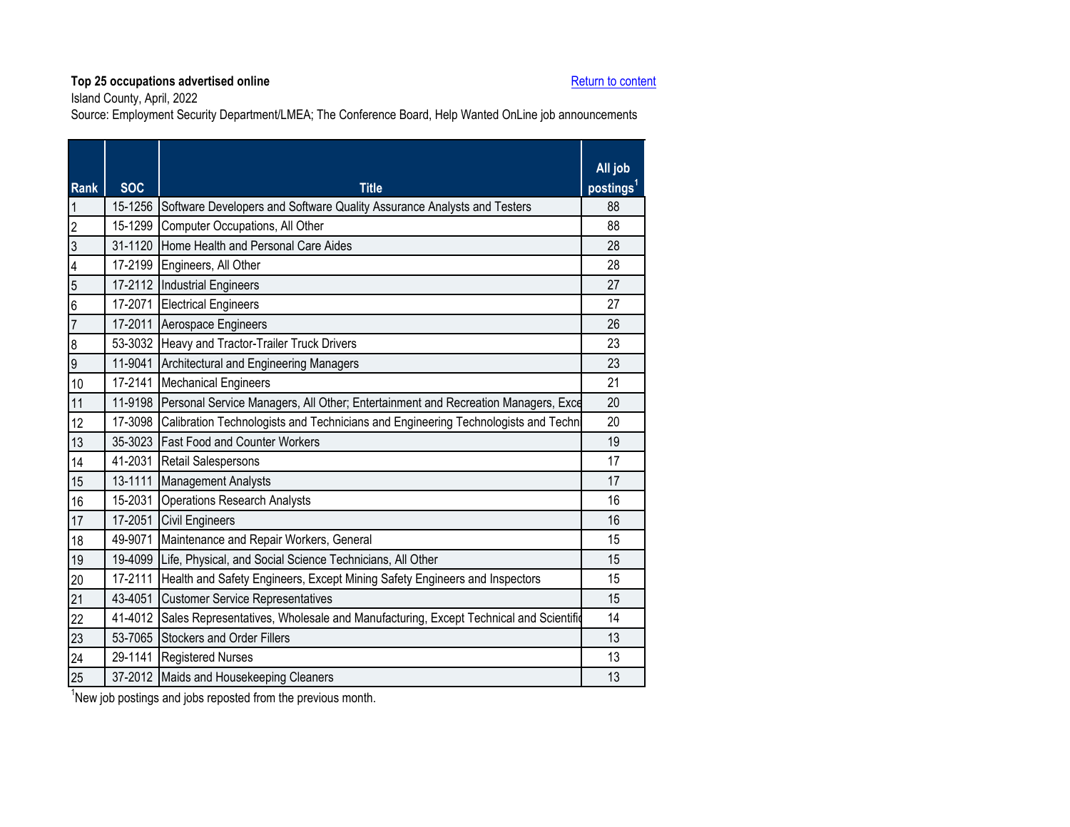**Top 25 occupations advertised online**

Return to content

Island County, April, 2022

Source: Employment Security Department/LMEA; The Conference Board, Help Wanted OnLine job announcements

| Rank | SOC | Title | All job postings[1] |
|---|---|---|---|
| 1 | 15-1256 | Software Developers and Software Quality Assurance Analysts and Testers | 88 |
| 2 | 15-1299 | Computer Occupations, All Other | 88 |
| 3 | 31-1120 | Home Health and Personal Care Aides | 28 |
| 4 | 17-2199 | Engineers, All Other | 28 |
| 5 | 17-2112 | Industrial Engineers | 27 |
| 6 | 17-2071 | Electrical Engineers | 27 |
| 7 | 17-2011 | Aerospace Engineers | 26 |
| 8 | 53-3032 | Heavy and Tractor-Trailer Truck Drivers | 23 |
| 9 | 11-9041 | Architectural and Engineering Managers | 23 |
| 10 | 17-2141 | Mechanical Engineers | 21 |
| 11 | 11-9198 | Personal Service Managers, All Other; Entertainment and Recreation Managers, Exce | 20 |
| 12 | 17-3098 | Calibration Technologists and Technicians and Engineering Technologists and Techn | 20 |
| 13 | 35-3023 | Fast Food and Counter Workers | 19 |
| 14 | 41-2031 | Retail Salespersons | 17 |
| 15 | 13-1111 | Management Analysts | 17 |
| 16 | 15-2031 | Operations Research Analysts | 16 |
| 17 | 17-2051 | Civil Engineers | 16 |
| 18 | 49-9071 | Maintenance and Repair Workers, General | 15 |
| 19 | 19-4099 | Life, Physical, and Social Science Technicians, All Other | 15 |
| 20 | 17-2111 | Health and Safety Engineers, Except Mining Safety Engineers and Inspectors | 15 |
| 21 | 43-4051 | Customer Service Representatives | 15 |
| 22 | 41-4012 | Sales Representatives, Wholesale and Manufacturing, Except Technical and Scientific | 14 |
| 23 | 53-7065 | Stockers and Order Fillers | 13 |
| 24 | 29-1141 | Registered Nurses | 13 |
| 25 | 37-2012 | Maids and Housekeeping Cleaners | 13 |

[1]New job postings and jobs reposted from the previous month.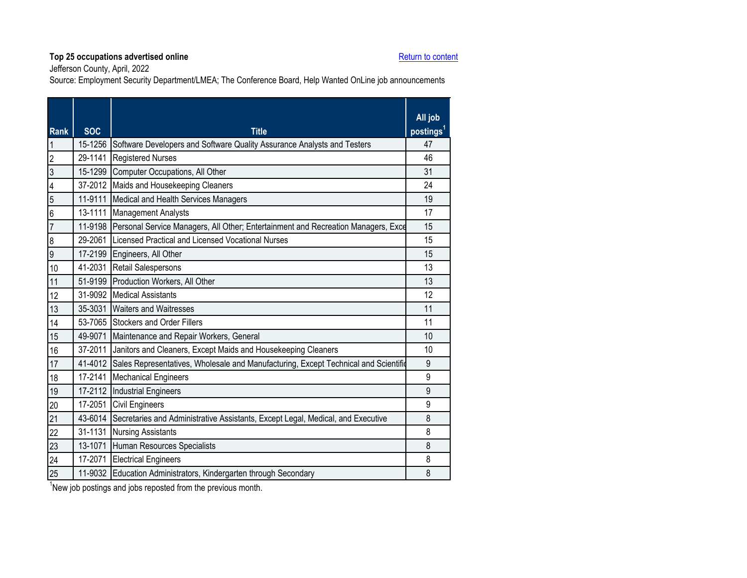**Top 25 occupations advertised online**

Jefferson County, April, 2022

Source: Employment Security Department/LMEA; The Conference Board, Help Wanted OnLine job announcements

Return to content

| Rank | SOC | Title | All job postings[1] |
|---|---|---|---|
| 1 | 15-1256 | Software Developers and Software Quality Assurance Analysts and Testers | 47 |
| 2 | 29-1141 | Registered Nurses | 46 |
| 3 | 15-1299 | Computer Occupations, All Other | 31 |
| 4 | 37-2012 | Maids and Housekeeping Cleaners | 24 |
| 5 | 11-9111 | Medical and Health Services Managers | 19 |
| 6 | 13-1111 | Management Analysts | 17 |
| 7 | 11-9198 | Personal Service Managers, All Other; Entertainment and Recreation Managers, Exce | 15 |
| 8 | 29-2061 | Licensed Practical and Licensed Vocational Nurses | 15 |
| 9 | 17-2199 | Engineers, All Other | 15 |
| 10 | 41-2031 | Retail Salespersons | 13 |
| 11 | 51-9199 | Production Workers, All Other | 13 |
| 12 | 31-9092 | Medical Assistants | 12 |
| 13 | 35-3031 | Waiters and Waitresses | 11 |
| 14 | 53-7065 | Stockers and Order Fillers | 11 |
| 15 | 49-9071 | Maintenance and Repair Workers, General | 10 |
| 16 | 37-2011 | Janitors and Cleaners, Except Maids and Housekeeping Cleaners | 10 |
| 17 | 41-4012 | Sales Representatives, Wholesale and Manufacturing, Except Technical and Scientific | 9 |
| 18 | 17-2141 | Mechanical Engineers | 9 |
| 19 | 17-2112 | Industrial Engineers | 9 |
| 20 | 17-2051 | Civil Engineers | 9 |
| 21 | 43-6014 | Secretaries and Administrative Assistants, Except Legal, Medical, and Executive | 8 |
| 22 | 31-1131 | Nursing Assistants | 8 |
| 23 | 13-1071 | Human Resources Specialists | 8 |
| 24 | 17-2071 | Electrical Engineers | 8 |
| 25 | 11-9032 | Education Administrators, Kindergarten through Secondary | 8 |

[1]New job postings and jobs reposted from the previous month.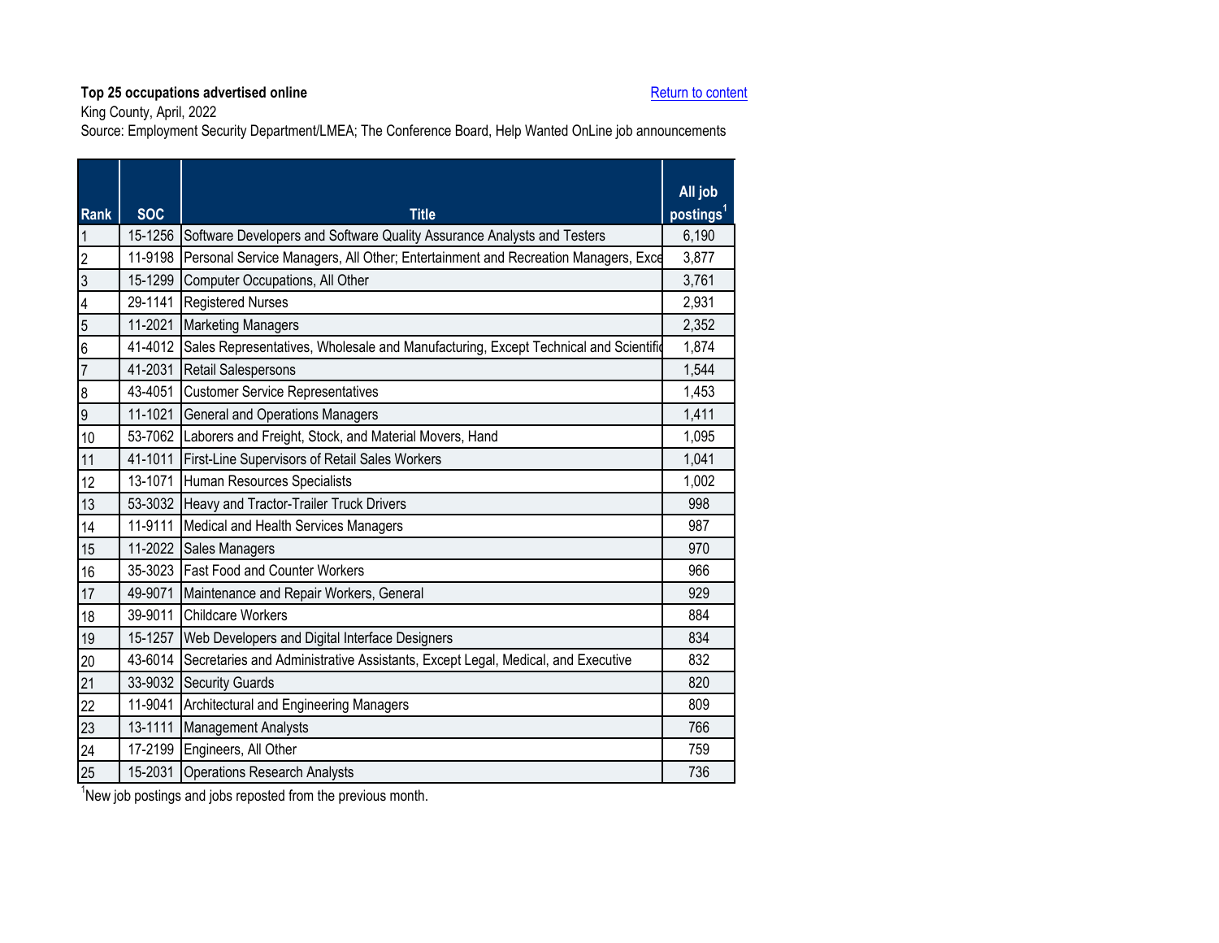**Top 25 occupations advertised online**

Return to content

King County, April, 2022

Source: Employment Security Department/LMEA; The Conference Board, Help Wanted OnLine job announcements

| Rank | SOC | Title | All job postings[1] |
|---|---|---|---|
| 1 | 15-1256 | Software Developers and Software Quality Assurance Analysts and Testers | 6,190 |
| 2 | 11-9198 | Personal Service Managers, All Other; Entertainment and Recreation Managers, Exce | 3,877 |
| 3 | 15-1299 | Computer Occupations, All Other | 3,761 |
| 4 | 29-1141 | Registered Nurses | 2,931 |
| 5 | 11-2021 | Marketing Managers | 2,352 |
| 6 | 41-4012 | Sales Representatives, Wholesale and Manufacturing, Except Technical and Scientific | 1,874 |
| 7 | 41-2031 | Retail Salespersons | 1,544 |
| 8 | 43-4051 | Customer Service Representatives | 1,453 |
| 9 | 11-1021 | General and Operations Managers | 1,411 |
| 10 | 53-7062 | Laborers and Freight, Stock, and Material Movers, Hand | 1,095 |
| 11 | 41-1011 | First-Line Supervisors of Retail Sales Workers | 1,041 |
| 12 | 13-1071 | Human Resources Specialists | 1,002 |
| 13 | 53-3032 | Heavy and Tractor-Trailer Truck Drivers | 998 |
| 14 | 11-9111 | Medical and Health Services Managers | 987 |
| 15 | 11-2022 | Sales Managers | 970 |
| 16 | 35-3023 | Fast Food and Counter Workers | 966 |
| 17 | 49-9071 | Maintenance and Repair Workers, General | 929 |
| 18 | 39-9011 | Childcare Workers | 884 |
| 19 | 15-1257 | Web Developers and Digital Interface Designers | 834 |
| 20 | 43-6014 | Secretaries and Administrative Assistants, Except Legal, Medical, and Executive | 832 |
| 21 | 33-9032 | Security Guards | 820 |
| 22 | 11-9041 | Architectural and Engineering Managers | 809 |
| 23 | 13-1111 | Management Analysts | 766 |
| 24 | 17-2199 | Engineers, All Other | 759 |
| 25 | 15-2031 | Operations Research Analysts | 736 |

[1]New job postings and jobs reposted from the previous month.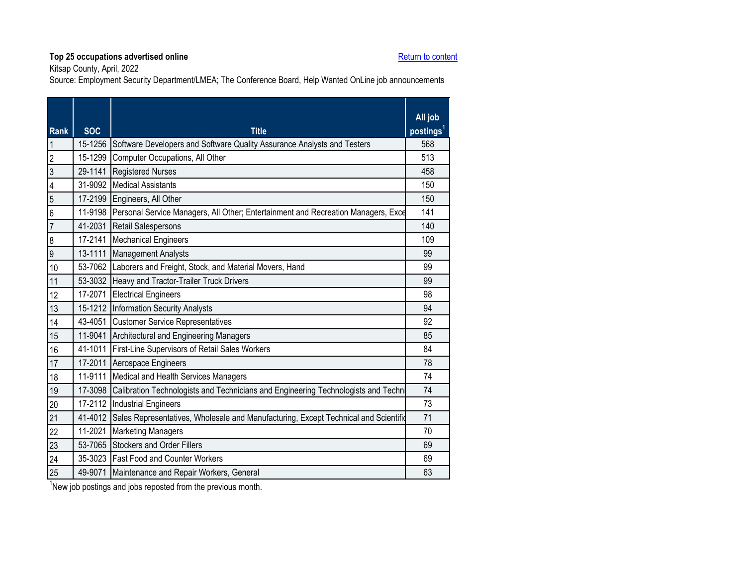**Top 25 occupations advertised online**

Return to content

Kitsap County, April, 2022

Source: Employment Security Department/LMEA; The Conference Board, Help Wanted OnLine job announcements

| Rank | SOC | Title | All job postings[1] |
|---|---|---|---|
| 1 | 15-1256 | Software Developers and Software Quality Assurance Analysts and Testers | 568 |
| 2 | 15-1299 | Computer Occupations, All Other | 513 |
| 3 | 29-1141 | Registered Nurses | 458 |
| 4 | 31-9092 | Medical Assistants | 150 |
| 5 | 17-2199 | Engineers, All Other | 150 |
| 6 | 11-9198 | Personal Service Managers, All Other; Entertainment and Recreation Managers, Exce | 141 |
| 7 | 41-2031 | Retail Salespersons | 140 |
| 8 | 17-2141 | Mechanical Engineers | 109 |
| 9 | 13-1111 | Management Analysts | 99 |
| 10 | 53-7062 | Laborers and Freight, Stock, and Material Movers, Hand | 99 |
| 11 | 53-3032 | Heavy and Tractor-Trailer Truck Drivers | 99 |
| 12 | 17-2071 | Electrical Engineers | 98 |
| 13 | 15-1212 | Information Security Analysts | 94 |
| 14 | 43-4051 | Customer Service Representatives | 92 |
| 15 | 11-9041 | Architectural and Engineering Managers | 85 |
| 16 | 41-1011 | First-Line Supervisors of Retail Sales Workers | 84 |
| 17 | 17-2011 | Aerospace Engineers | 78 |
| 18 | 11-9111 | Medical and Health Services Managers | 74 |
| 19 | 17-3098 | Calibration Technologists and Technicians and Engineering Technologists and Techn | 74 |
| 20 | 17-2112 | Industrial Engineers | 73 |
| 21 | 41-4012 | Sales Representatives, Wholesale and Manufacturing, Except Technical and Scientific | 71 |
| 22 | 11-2021 | Marketing Managers | 70 |
| 23 | 53-7065 | Stockers and Order Fillers | 69 |
| 24 | 35-3023 | Fast Food and Counter Workers | 69 |
| 25 | 49-9071 | Maintenance and Repair Workers, General | 63 |

[1]New job postings and jobs reposted from the previous month.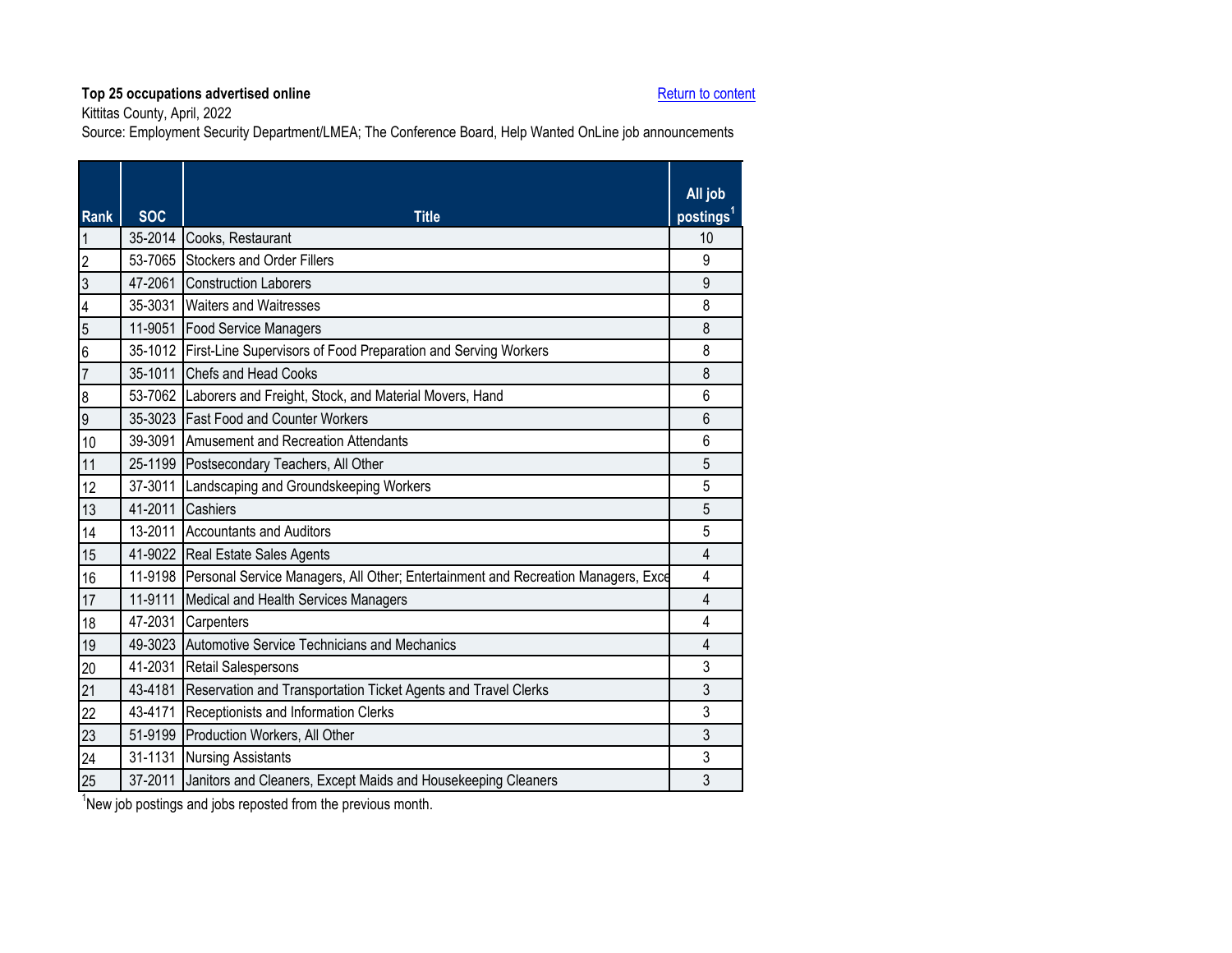**Top 25 occupations advertised online**

Return to content

Kittitas County, April, 2022

Source: Employment Security Department/LMEA; The Conference Board, Help Wanted OnLine job announcements

| Rank | SOC | Title | All job postings[1] |
|---|---|---|---|
| 1 | 35-2014 | Cooks, Restaurant | 10 |
| 2 | 53-7065 | Stockers and Order Fillers | 9 |
| 3 | 47-2061 | Construction Laborers | 9 |
| 4 | 35-3031 | Waiters and Waitresses | 8 |
| 5 | 11-9051 | Food Service Managers | 8 |
| 6 | 35-1012 | First-Line Supervisors of Food Preparation and Serving Workers | 8 |
| 7 | 35-1011 | Chefs and Head Cooks | 8 |
| 8 | 53-7062 | Laborers and Freight, Stock, and Material Movers, Hand | 6 |
| 9 | 35-3023 | Fast Food and Counter Workers | 6 |
| 10 | 39-3091 | Amusement and Recreation Attendants | 6 |
| 11 | 25-1199 | Postsecondary Teachers, All Other | 5 |
| 12 | 37-3011 | Landscaping and Groundskeeping Workers | 5 |
| 13 | 41-2011 | Cashiers | 5 |
| 14 | 13-2011 | Accountants and Auditors | 5 |
| 15 | 41-9022 | Real Estate Sales Agents | 4 |
| 16 | 11-9198 | Personal Service Managers, All Other; Entertainment and Recreation Managers, Exce | 4 |
| 17 | 11-9111 | Medical and Health Services Managers | 4 |
| 18 | 47-2031 | Carpenters | 4 |
| 19 | 49-3023 | Automotive Service Technicians and Mechanics | 4 |
| 20 | 41-2031 | Retail Salespersons | 3 |
| 21 | 43-4181 | Reservation and Transportation Ticket Agents and Travel Clerks | 3 |
| 22 | 43-4171 | Receptionists and Information Clerks | 3 |
| 23 | 51-9199 | Production Workers, All Other | 3 |
| 24 | 31-1131 | Nursing Assistants | 3 |
| 25 | 37-2011 | Janitors and Cleaners, Except Maids and Housekeeping Cleaners | 3 |

[1]New job postings and jobs reposted from the previous month.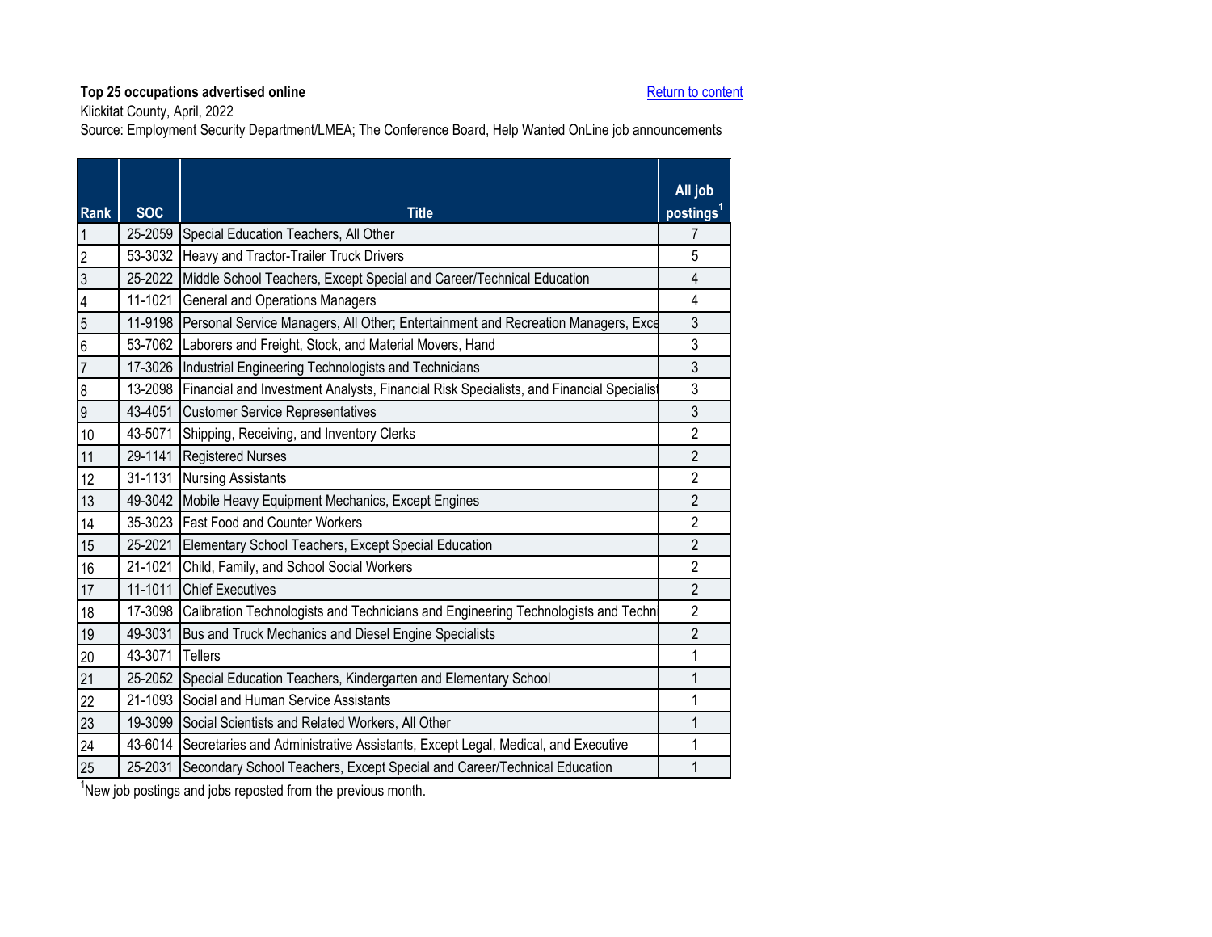**Top 25 occupations advertised online**

Return to content

Klickitat County, April, 2022

Source: Employment Security Department/LMEA; The Conference Board, Help Wanted OnLine job announcements

| Rank | SOC | Title | All job postings[1] |
|---|---|---|---|
| 1 | 25-2059 | Special Education Teachers, All Other | 7 |
| 2 | 53-3032 | Heavy and Tractor-Trailer Truck Drivers | 5 |
| 3 | 25-2022 | Middle School Teachers, Except Special and Career/Technical Education | 4 |
| 4 | 11-1021 | General and Operations Managers | 4 |
| 5 | 11-9198 | Personal Service Managers, All Other; Entertainment and Recreation Managers, Exce | 3 |
| 6 | 53-7062 | Laborers and Freight, Stock, and Material Movers, Hand | 3 |
| 7 | 17-3026 | Industrial Engineering Technologists and Technicians | 3 |
| 8 | 13-2098 | Financial and Investment Analysts, Financial Risk Specialists, and Financial Specialist | 3 |
| 9 | 43-4051 | Customer Service Representatives | 3 |
| 10 | 43-5071 | Shipping, Receiving, and Inventory Clerks | 2 |
| 11 | 29-1141 | Registered Nurses | 2 |
| 12 | 31-1131 | Nursing Assistants | 2 |
| 13 | 49-3042 | Mobile Heavy Equipment Mechanics, Except Engines | 2 |
| 14 | 35-3023 | Fast Food and Counter Workers | 2 |
| 15 | 25-2021 | Elementary School Teachers, Except Special Education | 2 |
| 16 | 21-1021 | Child, Family, and School Social Workers | 2 |
| 17 | 11-1011 | Chief Executives | 2 |
| 18 | 17-3098 | Calibration Technologists and Technicians and Engineering Technologists and Techn | 2 |
| 19 | 49-3031 | Bus and Truck Mechanics and Diesel Engine Specialists | 2 |
| 20 | 43-3071 | Tellers | 1 |
| 21 | 25-2052 | Special Education Teachers, Kindergarten and Elementary School | 1 |
| 22 | 21-1093 | Social and Human Service Assistants | 1 |
| 23 | 19-3099 | Social Scientists and Related Workers, All Other | 1 |
| 24 | 43-6014 | Secretaries and Administrative Assistants, Except Legal, Medical, and Executive | 1 |
| 25 | 25-2031 | Secondary School Teachers, Except Special and Career/Technical Education | 1 |

[1]New job postings and jobs reposted from the previous month.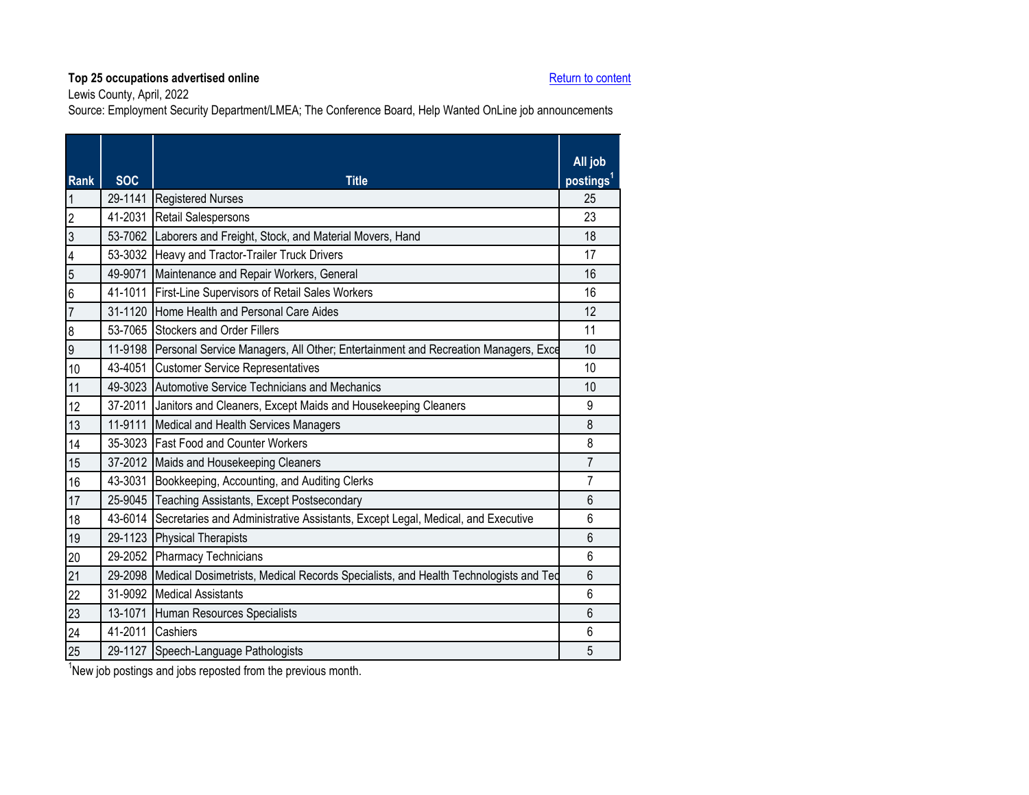**Top 25 occupations advertised online**

Return to content

Lewis County, April, 2022

Source: Employment Security Department/LMEA; The Conference Board, Help Wanted OnLine job announcements

| Rank | SOC | Title | All job postings[1] |
|---|---|---|---|
| 1 | 29-1141 | Registered Nurses | 25 |
| 2 | 41-2031 | Retail Salespersons | 23 |
| 3 | 53-7062 | Laborers and Freight, Stock, and Material Movers, Hand | 18 |
| 4 | 53-3032 | Heavy and Tractor-Trailer Truck Drivers | 17 |
| 5 | 49-9071 | Maintenance and Repair Workers, General | 16 |
| 6 | 41-1011 | First-Line Supervisors of Retail Sales Workers | 16 |
| 7 | 31-1120 | Home Health and Personal Care Aides | 12 |
| 8 | 53-7065 | Stockers and Order Fillers | 11 |
| 9 | 11-9198 | Personal Service Managers, All Other; Entertainment and Recreation Managers, Exce | 10 |
| 10 | 43-4051 | Customer Service Representatives | 10 |
| 11 | 49-3023 | Automotive Service Technicians and Mechanics | 10 |
| 12 | 37-2011 | Janitors and Cleaners, Except Maids and Housekeeping Cleaners | 9 |
| 13 | 11-9111 | Medical and Health Services Managers | 8 |
| 14 | 35-3023 | Fast Food and Counter Workers | 8 |
| 15 | 37-2012 | Maids and Housekeeping Cleaners | 7 |
| 16 | 43-3031 | Bookkeeping, Accounting, and Auditing Clerks | 7 |
| 17 | 25-9045 | Teaching Assistants, Except Postsecondary | 6 |
| 18 | 43-6014 | Secretaries and Administrative Assistants, Except Legal, Medical, and Executive | 6 |
| 19 | 29-1123 | Physical Therapists | 6 |
| 20 | 29-2052 | Pharmacy Technicians | 6 |
| 21 | 29-2098 | Medical Dosimetrists, Medical Records Specialists, and Health Technologists and Tec | 6 |
| 22 | 31-9092 | Medical Assistants | 6 |
| 23 | 13-1071 | Human Resources Specialists | 6 |
| 24 | 41-2011 | Cashiers | 6 |
| 25 | 29-1127 | Speech-Language Pathologists | 5 |

[1]New job postings and jobs reposted from the previous month.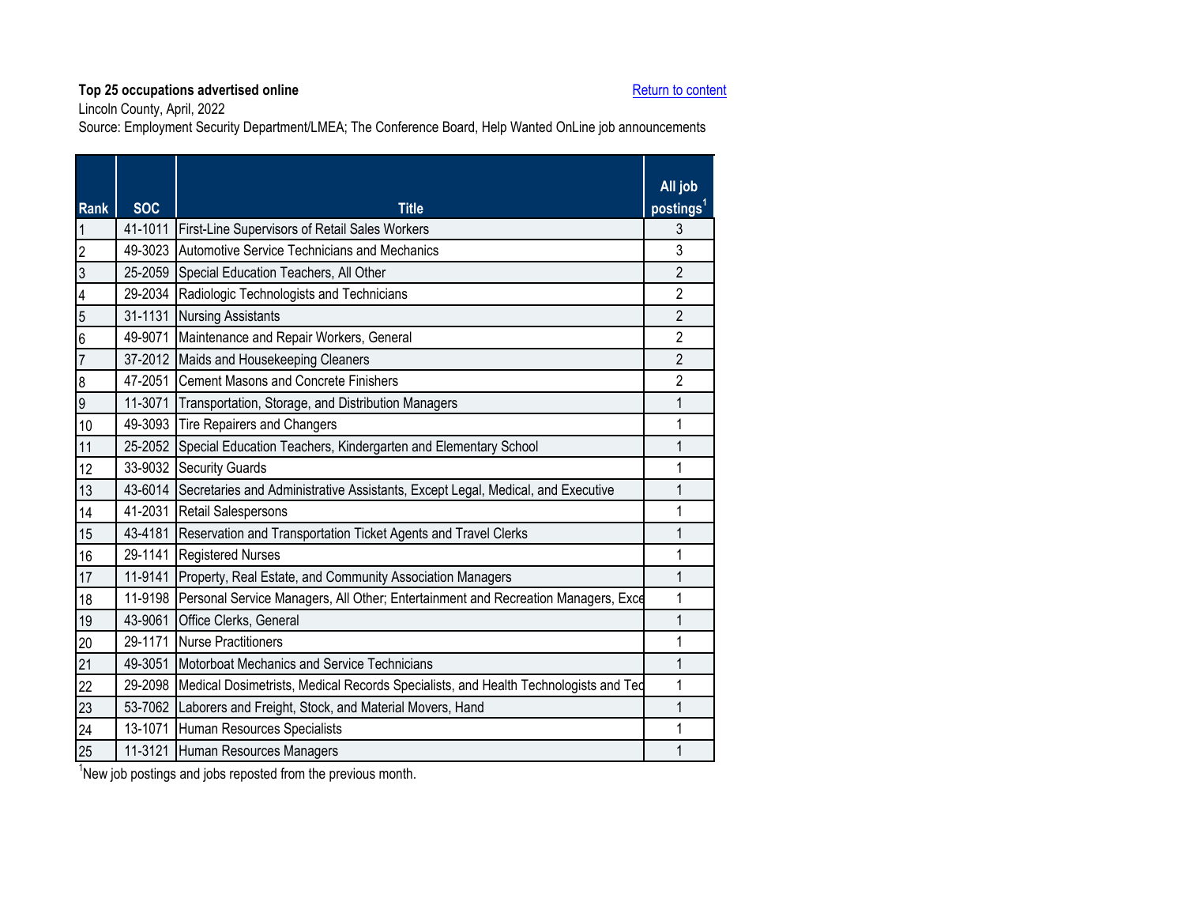**Top 25 occupations advertised online**

Return to content

Lincoln County, April, 2022

Source: Employment Security Department/LMEA; The Conference Board, Help Wanted OnLine job announcements

| Rank | SOC | Title | All job postings[1] |
|---|---|---|---|
| 1 | 41-1011 | First-Line Supervisors of Retail Sales Workers | 3 |
| 2 | 49-3023 | Automotive Service Technicians and Mechanics | 3 |
| 3 | 25-2059 | Special Education Teachers, All Other | 2 |
| 4 | 29-2034 | Radiologic Technologists and Technicians | 2 |
| 5 | 31-1131 | Nursing Assistants | 2 |
| 6 | 49-9071 | Maintenance and Repair Workers, General | 2 |
| 7 | 37-2012 | Maids and Housekeeping Cleaners | 2 |
| 8 | 47-2051 | Cement Masons and Concrete Finishers | 2 |
| 9 | 11-3071 | Transportation, Storage, and Distribution Managers | 1 |
| 10 | 49-3093 | Tire Repairers and Changers | 1 |
| 11 | 25-2052 | Special Education Teachers, Kindergarten and Elementary School | 1 |
| 12 | 33-9032 | Security Guards | 1 |
| 13 | 43-6014 | Secretaries and Administrative Assistants, Except Legal, Medical, and Executive | 1 |
| 14 | 41-2031 | Retail Salespersons | 1 |
| 15 | 43-4181 | Reservation and Transportation Ticket Agents and Travel Clerks | 1 |
| 16 | 29-1141 | Registered Nurses | 1 |
| 17 | 11-9141 | Property, Real Estate, and Community Association Managers | 1 |
| 18 | 11-9198 | Personal Service Managers, All Other; Entertainment and Recreation Managers, Exce | 1 |
| 19 | 43-9061 | Office Clerks, General | 1 |
| 20 | 29-1171 | Nurse Practitioners | 1 |
| 21 | 49-3051 | Motorboat Mechanics and Service Technicians | 1 |
| 22 | 29-2098 | Medical Dosimetrists, Medical Records Specialists, and Health Technologists and Tec | 1 |
| 23 | 53-7062 | Laborers and Freight, Stock, and Material Movers, Hand | 1 |
| 24 | 13-1071 | Human Resources Specialists | 1 |
| 25 | 11-3121 | Human Resources Managers | 1 |

[1]New job postings and jobs reposted from the previous month.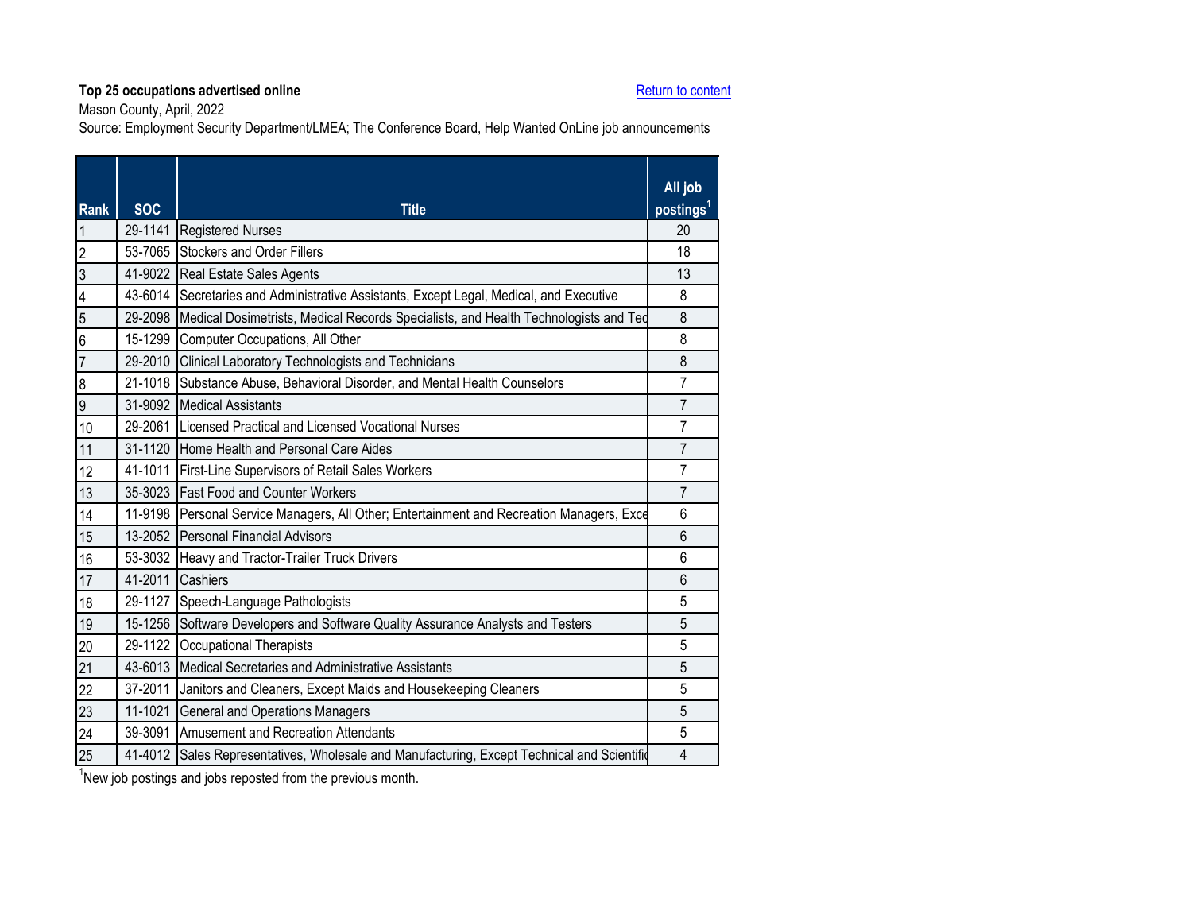**Top 25 occupations advertised online**

Return to content

Mason County, April, 2022

Source: Employment Security Department/LMEA; The Conference Board, Help Wanted OnLine job announcements

| Rank | SOC | Title | All job postings[1] |
|---|---|---|---|
| 1 | 29-1141 | Registered Nurses | 20 |
| 2 | 53-7065 | Stockers and Order Fillers | 18 |
| 3 | 41-9022 | Real Estate Sales Agents | 13 |
| 4 | 43-6014 | Secretaries and Administrative Assistants, Except Legal, Medical, and Executive | 8 |
| 5 | 29-2098 | Medical Dosimetrists, Medical Records Specialists, and Health Technologists and Tec | 8 |
| 6 | 15-1299 | Computer Occupations, All Other | 8 |
| 7 | 29-2010 | Clinical Laboratory Technologists and Technicians | 8 |
| 8 | 21-1018 | Substance Abuse, Behavioral Disorder, and Mental Health Counselors | 7 |
| 9 | 31-9092 | Medical Assistants | 7 |
| 10 | 29-2061 | Licensed Practical and Licensed Vocational Nurses | 7 |
| 11 | 31-1120 | Home Health and Personal Care Aides | 7 |
| 12 | 41-1011 | First-Line Supervisors of Retail Sales Workers | 7 |
| 13 | 35-3023 | Fast Food and Counter Workers | 7 |
| 14 | 11-9198 | Personal Service Managers, All Other; Entertainment and Recreation Managers, Exce | 6 |
| 15 | 13-2052 | Personal Financial Advisors | 6 |
| 16 | 53-3032 | Heavy and Tractor-Trailer Truck Drivers | 6 |
| 17 | 41-2011 | Cashiers | 6 |
| 18 | 29-1127 | Speech-Language Pathologists | 5 |
| 19 | 15-1256 | Software Developers and Software Quality Assurance Analysts and Testers | 5 |
| 20 | 29-1122 | Occupational Therapists | 5 |
| 21 | 43-6013 | Medical Secretaries and Administrative Assistants | 5 |
| 22 | 37-2011 | Janitors and Cleaners, Except Maids and Housekeeping Cleaners | 5 |
| 23 | 11-1021 | General and Operations Managers | 5 |
| 24 | 39-3091 | Amusement and Recreation Attendants | 5 |
| 25 | 41-4012 | Sales Representatives, Wholesale and Manufacturing, Except Technical and Scientific | 4 |

[1]New job postings and jobs reposted from the previous month.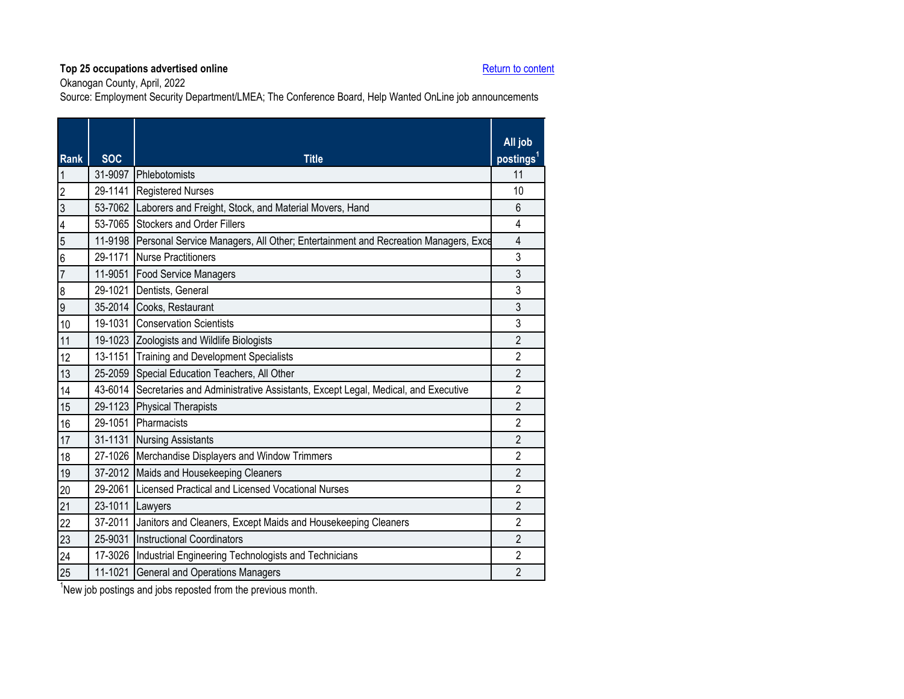**Top 25 occupations advertised online**

Return to content

Okanogan County, April, 2022

Source: Employment Security Department/LMEA; The Conference Board, Help Wanted OnLine job announcements

| Rank | SOC | Title | All job postings[1] |
|---|---|---|---|
| 1 | 31-9097 | Phlebotomists | 11 |
| 2 | 29-1141 | Registered Nurses | 10 |
| 3 | 53-7062 | Laborers and Freight, Stock, and Material Movers, Hand | 6 |
| 4 | 53-7065 | Stockers and Order Fillers | 4 |
| 5 | 11-9198 | Personal Service Managers, All Other; Entertainment and Recreation Managers, Exce | 4 |
| 6 | 29-1171 | Nurse Practitioners | 3 |
| 7 | 11-9051 | Food Service Managers | 3 |
| 8 | 29-1021 | Dentists, General | 3 |
| 9 | 35-2014 | Cooks, Restaurant | 3 |
| 10 | 19-1031 | Conservation Scientists | 3 |
| 11 | 19-1023 | Zoologists and Wildlife Biologists | 2 |
| 12 | 13-1151 | Training and Development Specialists | 2 |
| 13 | 25-2059 | Special Education Teachers, All Other | 2 |
| 14 | 43-6014 | Secretaries and Administrative Assistants, Except Legal, Medical, and Executive | 2 |
| 15 | 29-1123 | Physical Therapists | 2 |
| 16 | 29-1051 | Pharmacists | 2 |
| 17 | 31-1131 | Nursing Assistants | 2 |
| 18 | 27-1026 | Merchandise Displayers and Window Trimmers | 2 |
| 19 | 37-2012 | Maids and Housekeeping Cleaners | 2 |
| 20 | 29-2061 | Licensed Practical and Licensed Vocational Nurses | 2 |
| 21 | 23-1011 | Lawyers | 2 |
| 22 | 37-2011 | Janitors and Cleaners, Except Maids and Housekeeping Cleaners | 2 |
| 23 | 25-9031 | Instructional Coordinators | 2 |
| 24 | 17-3026 | Industrial Engineering Technologists and Technicians | 2 |
| 25 | 11-1021 | General and Operations Managers | 2 |

[1]New job postings and jobs reposted from the previous month.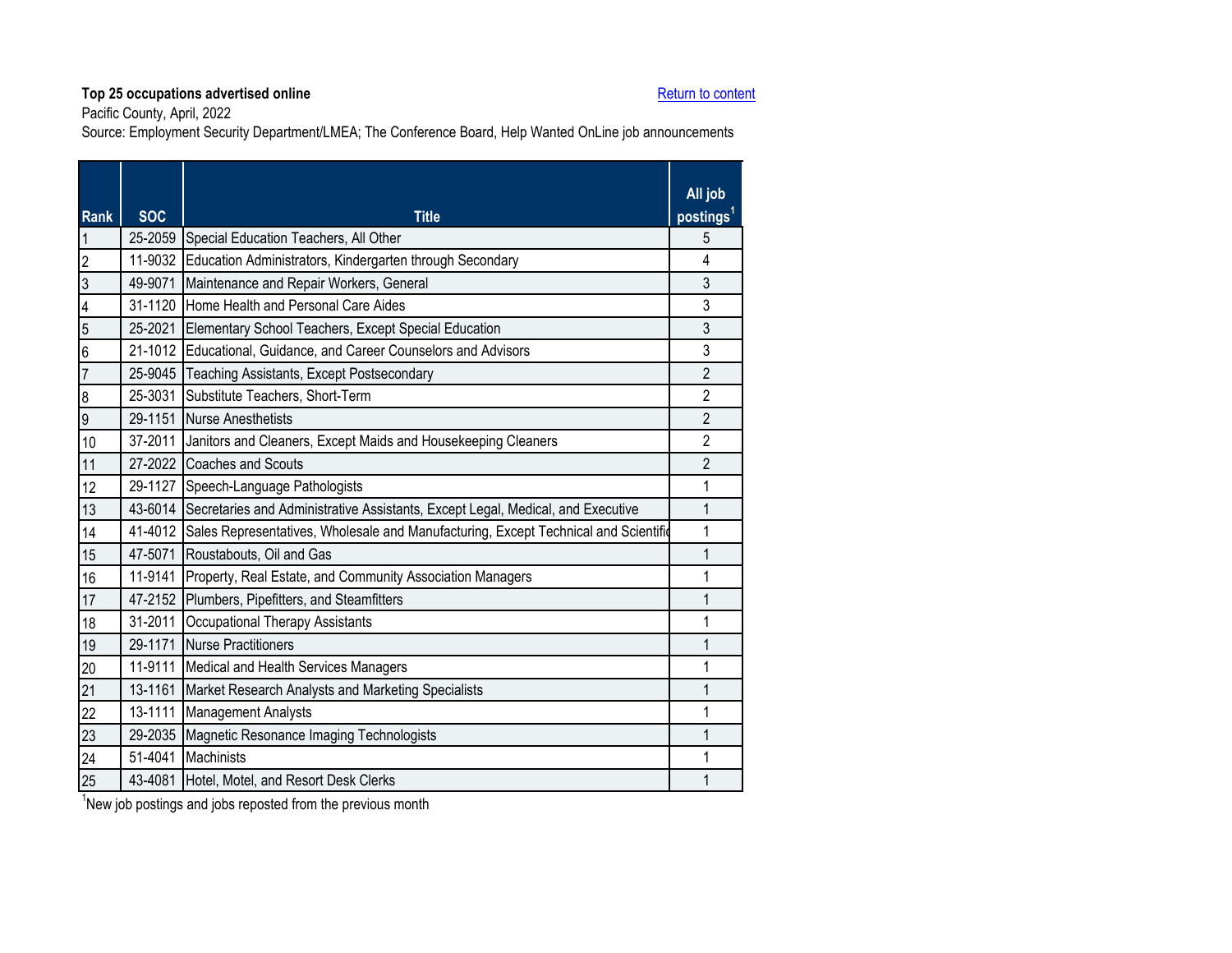**Top 25 occupations advertised online**

Return to content

Pacific County, April, 2022

Source: Employment Security Department/LMEA; The Conference Board, Help Wanted OnLine job announcements

| Rank | SOC | Title | All job postings[1] |
|---|---|---|---|
| 1 | 25-2059 | Special Education Teachers, All Other | 5 |
| 2 | 11-9032 | Education Administrators, Kindergarten through Secondary | 4 |
| 3 | 49-9071 | Maintenance and Repair Workers, General | 3 |
| 4 | 31-1120 | Home Health and Personal Care Aides | 3 |
| 5 | 25-2021 | Elementary School Teachers, Except Special Education | 3 |
| 6 | 21-1012 | Educational, Guidance, and Career Counselors and Advisors | 3 |
| 7 | 25-9045 | Teaching Assistants, Except Postsecondary | 2 |
| 8 | 25-3031 | Substitute Teachers, Short-Term | 2 |
| 9 | 29-1151 | Nurse Anesthetists | 2 |
| 10 | 37-2011 | Janitors and Cleaners, Except Maids and Housekeeping Cleaners | 2 |
| 11 | 27-2022 | Coaches and Scouts | 2 |
| 12 | 29-1127 | Speech-Language Pathologists | 1 |
| 13 | 43-6014 | Secretaries and Administrative Assistants, Except Legal, Medical, and Executive | 1 |
| 14 | 41-4012 | Sales Representatives, Wholesale and Manufacturing, Except Technical and Scientific | 1 |
| 15 | 47-5071 | Roustabouts, Oil and Gas | 1 |
| 16 | 11-9141 | Property, Real Estate, and Community Association Managers | 1 |
| 17 | 47-2152 | Plumbers, Pipefitters, and Steamfitters | 1 |
| 18 | 31-2011 | Occupational Therapy Assistants | 1 |
| 19 | 29-1171 | Nurse Practitioners | 1 |
| 20 | 11-9111 | Medical and Health Services Managers | 1 |
| 21 | 13-1161 | Market Research Analysts and Marketing Specialists | 1 |
| 22 | 13-1111 | Management Analysts | 1 |
| 23 | 29-2035 | Magnetic Resonance Imaging Technologists | 1 |
| 24 | 51-4041 | Machinists | 1 |
| 25 | 43-4081 | Hotel, Motel, and Resort Desk Clerks | 1 |

[1]New job postings and jobs reposted from the previous month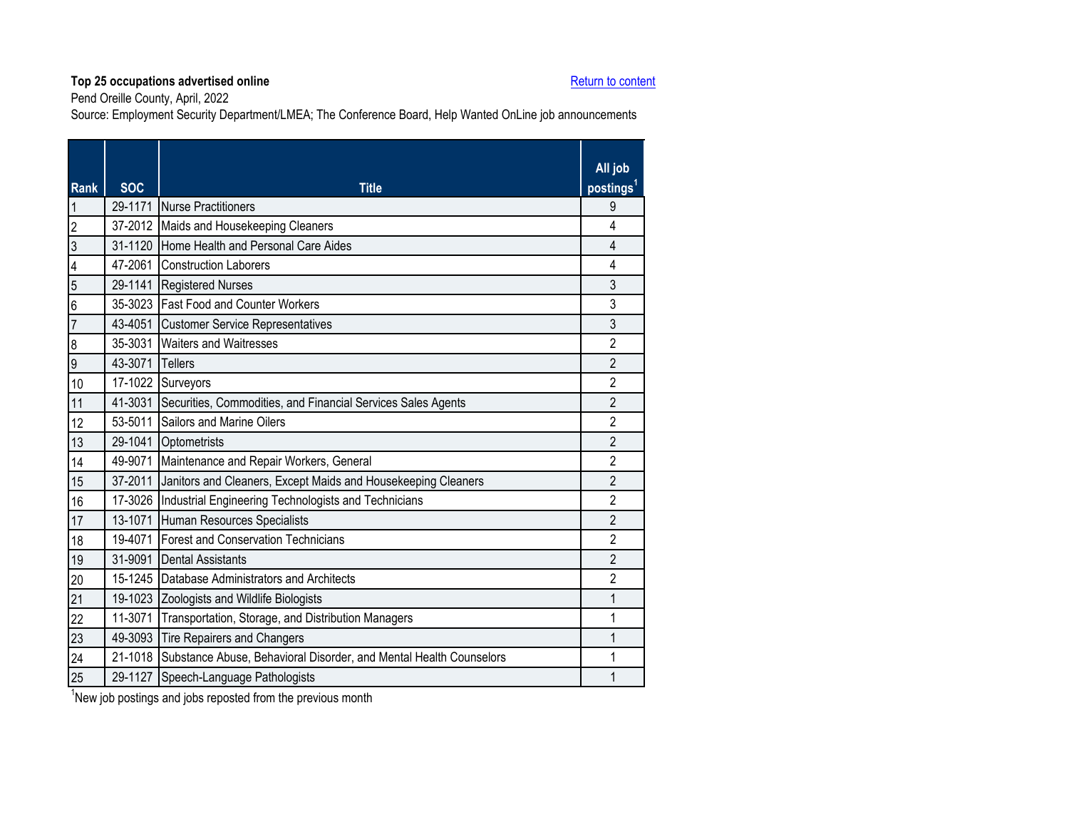**Top 25 occupations advertised online**

Return to content

Pend Oreille County, April, 2022

Source: Employment Security Department/LMEA; The Conference Board, Help Wanted OnLine job announcements

| Rank | SOC | Title | All job postings[1] |
|---|---|---|---|
| 1 | 29-1171 | Nurse Practitioners | 9 |
| 2 | 37-2012 | Maids and Housekeeping Cleaners | 4 |
| 3 | 31-1120 | Home Health and Personal Care Aides | 4 |
| 4 | 47-2061 | Construction Laborers | 4 |
| 5 | 29-1141 | Registered Nurses | 3 |
| 6 | 35-3023 | Fast Food and Counter Workers | 3 |
| 7 | 43-4051 | Customer Service Representatives | 3 |
| 8 | 35-3031 | Waiters and Waitresses | 2 |
| 9 | 43-3071 | Tellers | 2 |
| 10 | 17-1022 | Surveyors | 2 |
| 11 | 41-3031 | Securities, Commodities, and Financial Services Sales Agents | 2 |
| 12 | 53-5011 | Sailors and Marine Oilers | 2 |
| 13 | 29-1041 | Optometrists | 2 |
| 14 | 49-9071 | Maintenance and Repair Workers, General | 2 |
| 15 | 37-2011 | Janitors and Cleaners, Except Maids and Housekeeping Cleaners | 2 |
| 16 | 17-3026 | Industrial Engineering Technologists and Technicians | 2 |
| 17 | 13-1071 | Human Resources Specialists | 2 |
| 18 | 19-4071 | Forest and Conservation Technicians | 2 |
| 19 | 31-9091 | Dental Assistants | 2 |
| 20 | 15-1245 | Database Administrators and Architects | 2 |
| 21 | 19-1023 | Zoologists and Wildlife Biologists | 1 |
| 22 | 11-3071 | Transportation, Storage, and Distribution Managers | 1 |
| 23 | 49-3093 | Tire Repairers and Changers | 1 |
| 24 | 21-1018 | Substance Abuse, Behavioral Disorder, and Mental Health Counselors | 1 |
| 25 | 29-1127 | Speech-Language Pathologists | 1 |

[1]New job postings and jobs reposted from the previous month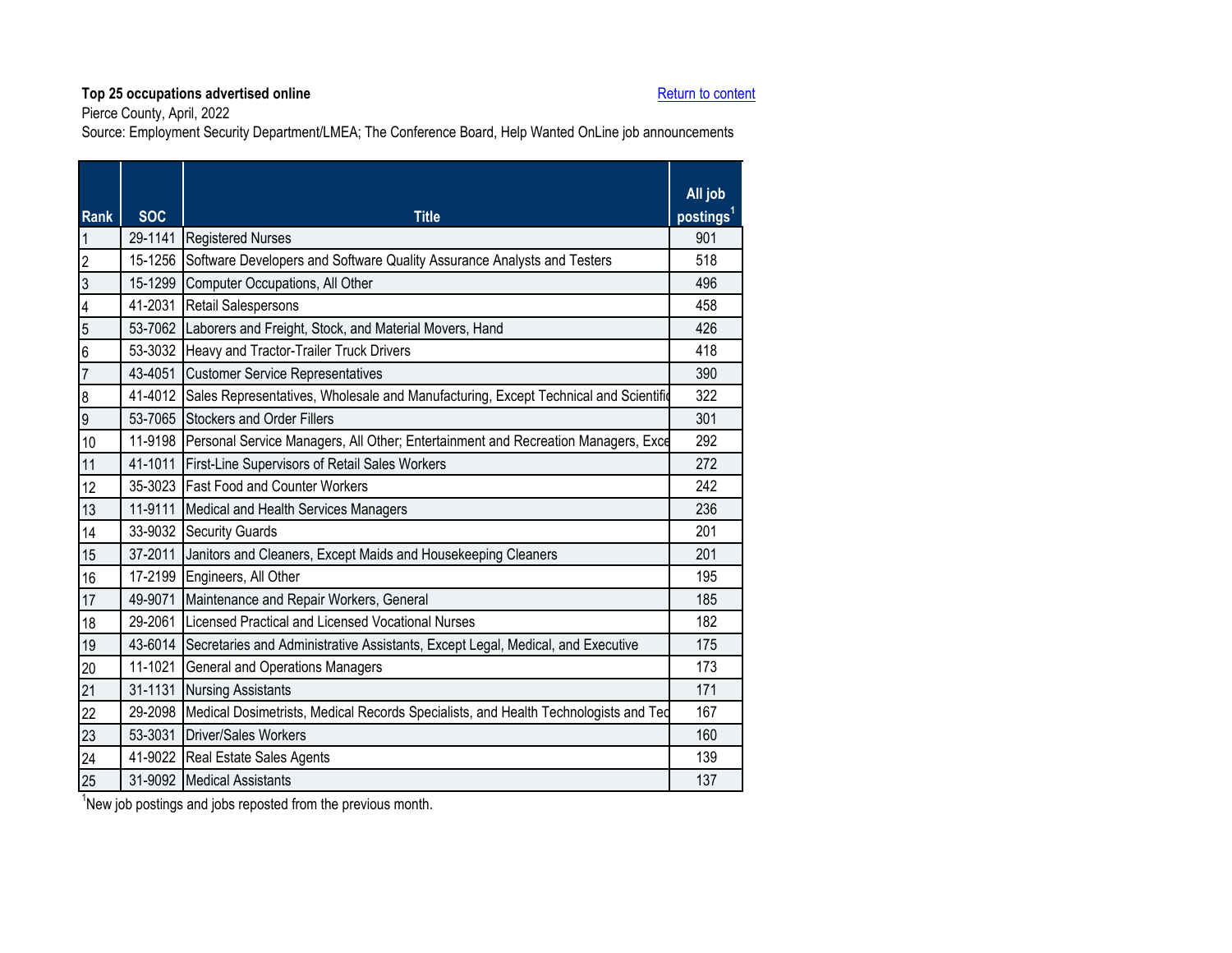**Top 25 occupations advertised online**

Return to content

Pierce County, April, 2022

Source: Employment Security Department/LMEA; The Conference Board, Help Wanted OnLine job announcements

| Rank | SOC | Title | All job postings[1] |
|---|---|---|---|
| 1 | 29-1141 | Registered Nurses | 901 |
| 2 | 15-1256 | Software Developers and Software Quality Assurance Analysts and Testers | 518 |
| 3 | 15-1299 | Computer Occupations, All Other | 496 |
| 4 | 41-2031 | Retail Salespersons | 458 |
| 5 | 53-7062 | Laborers and Freight, Stock, and Material Movers, Hand | 426 |
| 6 | 53-3032 | Heavy and Tractor-Trailer Truck Drivers | 418 |
| 7 | 43-4051 | Customer Service Representatives | 390 |
| 8 | 41-4012 | Sales Representatives, Wholesale and Manufacturing, Except Technical and Scientific | 322 |
| 9 | 53-7065 | Stockers and Order Fillers | 301 |
| 10 | 11-9198 | Personal Service Managers, All Other; Entertainment and Recreation Managers, Exce | 292 |
| 11 | 41-1011 | First-Line Supervisors of Retail Sales Workers | 272 |
| 12 | 35-3023 | Fast Food and Counter Workers | 242 |
| 13 | 11-9111 | Medical and Health Services Managers | 236 |
| 14 | 33-9032 | Security Guards | 201 |
| 15 | 37-2011 | Janitors and Cleaners, Except Maids and Housekeeping Cleaners | 201 |
| 16 | 17-2199 | Engineers, All Other | 195 |
| 17 | 49-9071 | Maintenance and Repair Workers, General | 185 |
| 18 | 29-2061 | Licensed Practical and Licensed Vocational Nurses | 182 |
| 19 | 43-6014 | Secretaries and Administrative Assistants, Except Legal, Medical, and Executive | 175 |
| 20 | 11-1021 | General and Operations Managers | 173 |
| 21 | 31-1131 | Nursing Assistants | 171 |
| 22 | 29-2098 | Medical Dosimetrists, Medical Records Specialists, and Health Technologists and Tec | 167 |
| 23 | 53-3031 | Driver/Sales Workers | 160 |
| 24 | 41-9022 | Real Estate Sales Agents | 139 |
| 25 | 31-9092 | Medical Assistants | 137 |

[1]New job postings and jobs reposted from the previous month.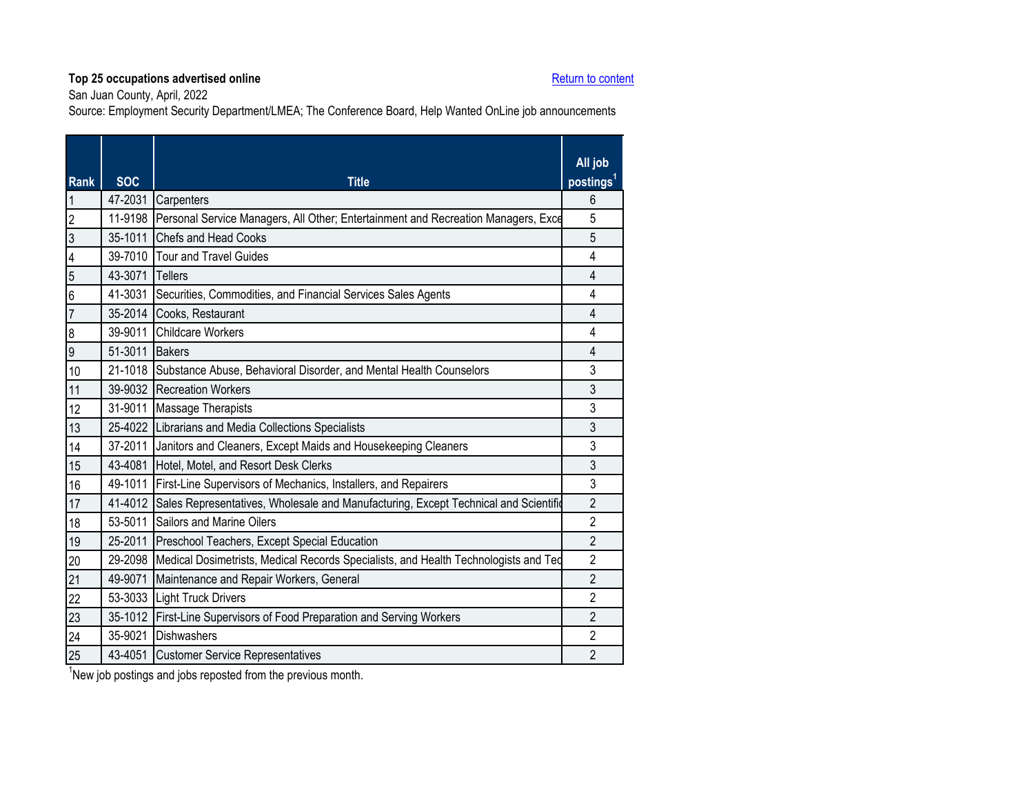**Top 25 occupations advertised online**

Return to content

San Juan County, April, 2022

Source: Employment Security Department/LMEA; The Conference Board, Help Wanted OnLine job announcements

| Rank | SOC | Title | All job postings[1] |
|---|---|---|---|
| 1 | 47-2031 | Carpenters | 6 |
| 2 | 11-9198 | Personal Service Managers, All Other; Entertainment and Recreation Managers, Exce | 5 |
| 3 | 35-1011 | Chefs and Head Cooks | 5 |
| 4 | 39-7010 | Tour and Travel Guides | 4 |
| 5 | 43-3071 | Tellers | 4 |
| 6 | 41-3031 | Securities, Commodities, and Financial Services Sales Agents | 4 |
| 7 | 35-2014 | Cooks, Restaurant | 4 |
| 8 | 39-9011 | Childcare Workers | 4 |
| 9 | 51-3011 | Bakers | 4 |
| 10 | 21-1018 | Substance Abuse, Behavioral Disorder, and Mental Health Counselors | 3 |
| 11 | 39-9032 | Recreation Workers | 3 |
| 12 | 31-9011 | Massage Therapists | 3 |
| 13 | 25-4022 | Librarians and Media Collections Specialists | 3 |
| 14 | 37-2011 | Janitors and Cleaners, Except Maids and Housekeeping Cleaners | 3 |
| 15 | 43-4081 | Hotel, Motel, and Resort Desk Clerks | 3 |
| 16 | 49-1011 | First-Line Supervisors of Mechanics, Installers, and Repairers | 3 |
| 17 | 41-4012 | Sales Representatives, Wholesale and Manufacturing, Except Technical and Scientific | 2 |
| 18 | 53-5011 | Sailors and Marine Oilers | 2 |
| 19 | 25-2011 | Preschool Teachers, Except Special Education | 2 |
| 20 | 29-2098 | Medical Dosimetrists, Medical Records Specialists, and Health Technologists and Tec | 2 |
| 21 | 49-9071 | Maintenance and Repair Workers, General | 2 |
| 22 | 53-3033 | Light Truck Drivers | 2 |
| 23 | 35-1012 | First-Line Supervisors of Food Preparation and Serving Workers | 2 |
| 24 | 35-9021 | Dishwashers | 2 |
| 25 | 43-4051 | Customer Service Representatives | 2 |

[1]New job postings and jobs reposted from the previous month.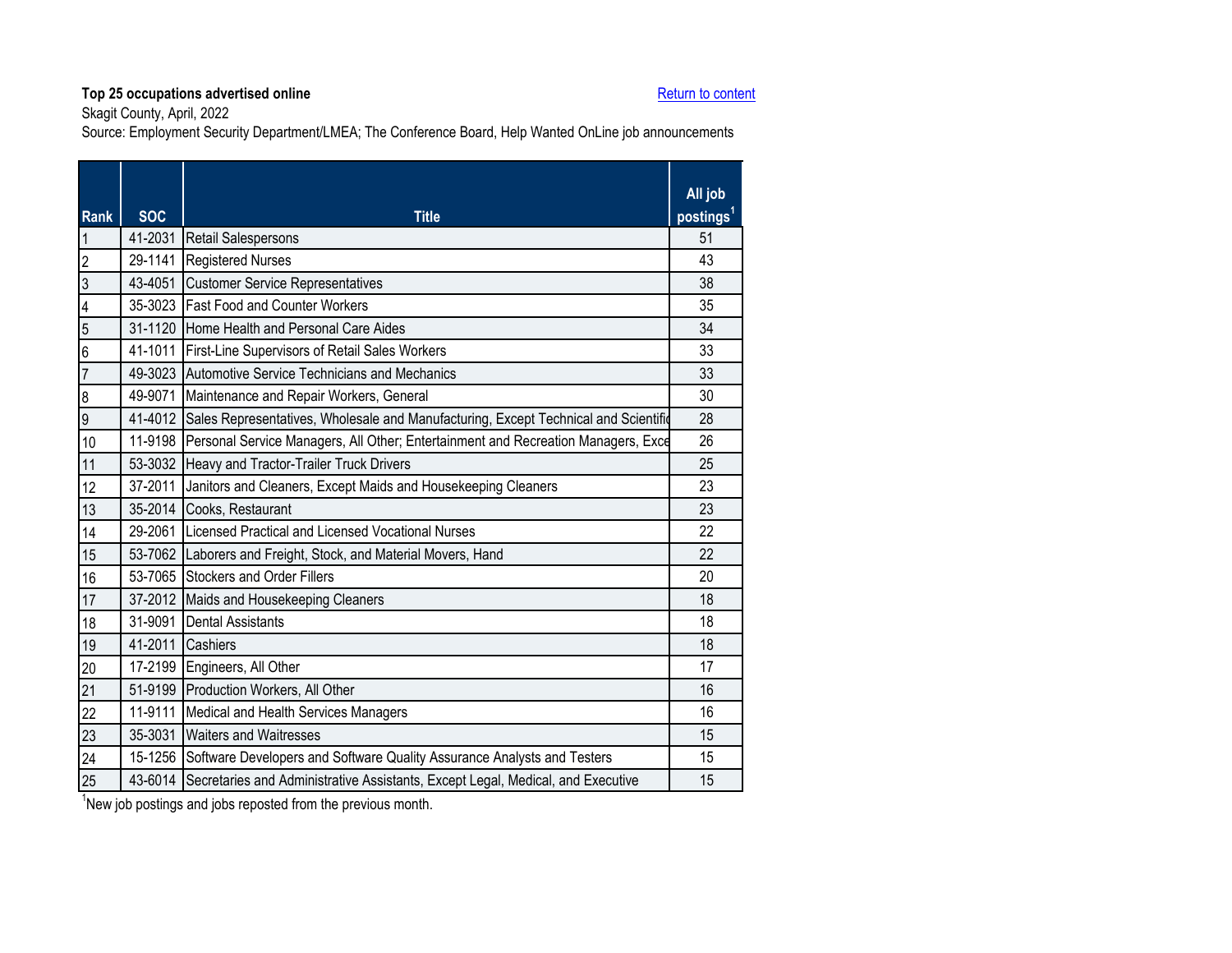**Top 25 occupations advertised online**

Return to content

Skagit County, April, 2022

Source: Employment Security Department/LMEA; The Conference Board, Help Wanted OnLine job announcements

| Rank | SOC | Title | All job postings[1] |
|---|---|---|---|
| 1 | 41-2031 | Retail Salespersons | 51 |
| 2 | 29-1141 | Registered Nurses | 43 |
| 3 | 43-4051 | Customer Service Representatives | 38 |
| 4 | 35-3023 | Fast Food and Counter Workers | 35 |
| 5 | 31-1120 | Home Health and Personal Care Aides | 34 |
| 6 | 41-1011 | First-Line Supervisors of Retail Sales Workers | 33 |
| 7 | 49-3023 | Automotive Service Technicians and Mechanics | 33 |
| 8 | 49-9071 | Maintenance and Repair Workers, General | 30 |
| 9 | 41-4012 | Sales Representatives, Wholesale and Manufacturing, Except Technical and Scientific | 28 |
| 10 | 11-9198 | Personal Service Managers, All Other; Entertainment and Recreation Managers, Exce | 26 |
| 11 | 53-3032 | Heavy and Tractor-Trailer Truck Drivers | 25 |
| 12 | 37-2011 | Janitors and Cleaners, Except Maids and Housekeeping Cleaners | 23 |
| 13 | 35-2014 | Cooks, Restaurant | 23 |
| 14 | 29-2061 | Licensed Practical and Licensed Vocational Nurses | 22 |
| 15 | 53-7062 | Laborers and Freight, Stock, and Material Movers, Hand | 22 |
| 16 | 53-7065 | Stockers and Order Fillers | 20 |
| 17 | 37-2012 | Maids and Housekeeping Cleaners | 18 |
| 18 | 31-9091 | Dental Assistants | 18 |
| 19 | 41-2011 | Cashiers | 18 |
| 20 | 17-2199 | Engineers, All Other | 17 |
| 21 | 51-9199 | Production Workers, All Other | 16 |
| 22 | 11-9111 | Medical and Health Services Managers | 16 |
| 23 | 35-3031 | Waiters and Waitresses | 15 |
| 24 | 15-1256 | Software Developers and Software Quality Assurance Analysts and Testers | 15 |
| 25 | 43-6014 | Secretaries and Administrative Assistants, Except Legal, Medical, and Executive | 15 |

[1]New job postings and jobs reposted from the previous month.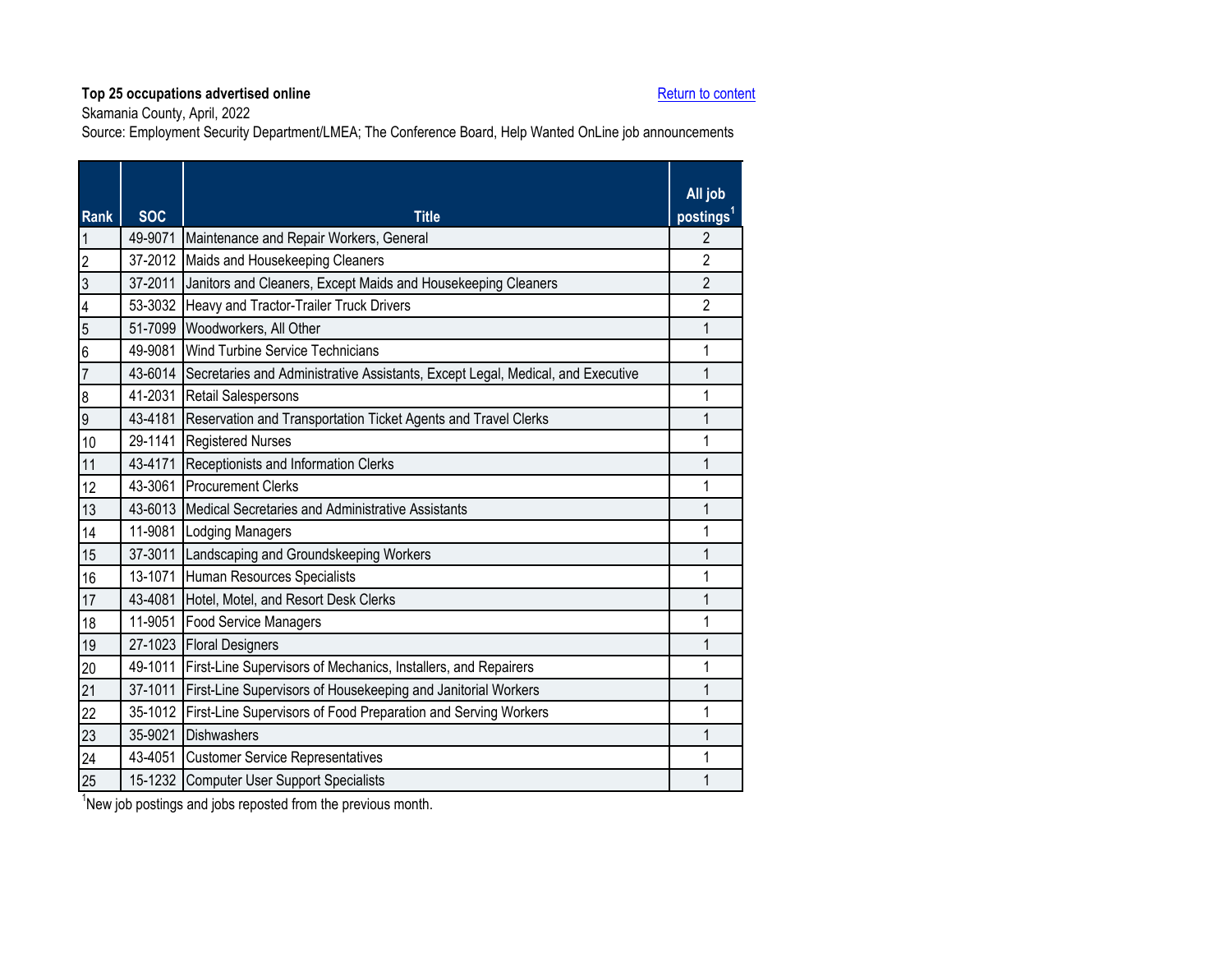**Top 25 occupations advertised online**

Return to content

Skamania County, April, 2022

Source: Employment Security Department/LMEA; The Conference Board, Help Wanted OnLine job announcements

| Rank | SOC | Title | All job postings[1] |
|---|---|---|---|
| 1 | 49-9071 | Maintenance and Repair Workers, General | 2 |
| 2 | 37-2012 | Maids and Housekeeping Cleaners | 2 |
| 3 | 37-2011 | Janitors and Cleaners, Except Maids and Housekeeping Cleaners | 2 |
| 4 | 53-3032 | Heavy and Tractor-Trailer Truck Drivers | 2 |
| 5 | 51-7099 | Woodworkers, All Other | 1 |
| 6 | 49-9081 | Wind Turbine Service Technicians | 1 |
| 7 | 43-6014 | Secretaries and Administrative Assistants, Except Legal, Medical, and Executive | 1 |
| 8 | 41-2031 | Retail Salespersons | 1 |
| 9 | 43-4181 | Reservation and Transportation Ticket Agents and Travel Clerks | 1 |
| 10 | 29-1141 | Registered Nurses | 1 |
| 11 | 43-4171 | Receptionists and Information Clerks | 1 |
| 12 | 43-3061 | Procurement Clerks | 1 |
| 13 | 43-6013 | Medical Secretaries and Administrative Assistants | 1 |
| 14 | 11-9081 | Lodging Managers | 1 |
| 15 | 37-3011 | Landscaping and Groundskeeping Workers | 1 |
| 16 | 13-1071 | Human Resources Specialists | 1 |
| 17 | 43-4081 | Hotel, Motel, and Resort Desk Clerks | 1 |
| 18 | 11-9051 | Food Service Managers | 1 |
| 19 | 27-1023 | Floral Designers | 1 |
| 20 | 49-1011 | First-Line Supervisors of Mechanics, Installers, and Repairers | 1 |
| 21 | 37-1011 | First-Line Supervisors of Housekeeping and Janitorial Workers | 1 |
| 22 | 35-1012 | First-Line Supervisors of Food Preparation and Serving Workers | 1 |
| 23 | 35-9021 | Dishwashers | 1 |
| 24 | 43-4051 | Customer Service Representatives | 1 |
| 25 | 15-1232 | Computer User Support Specialists | 1 |

[1]New job postings and jobs reposted from the previous month.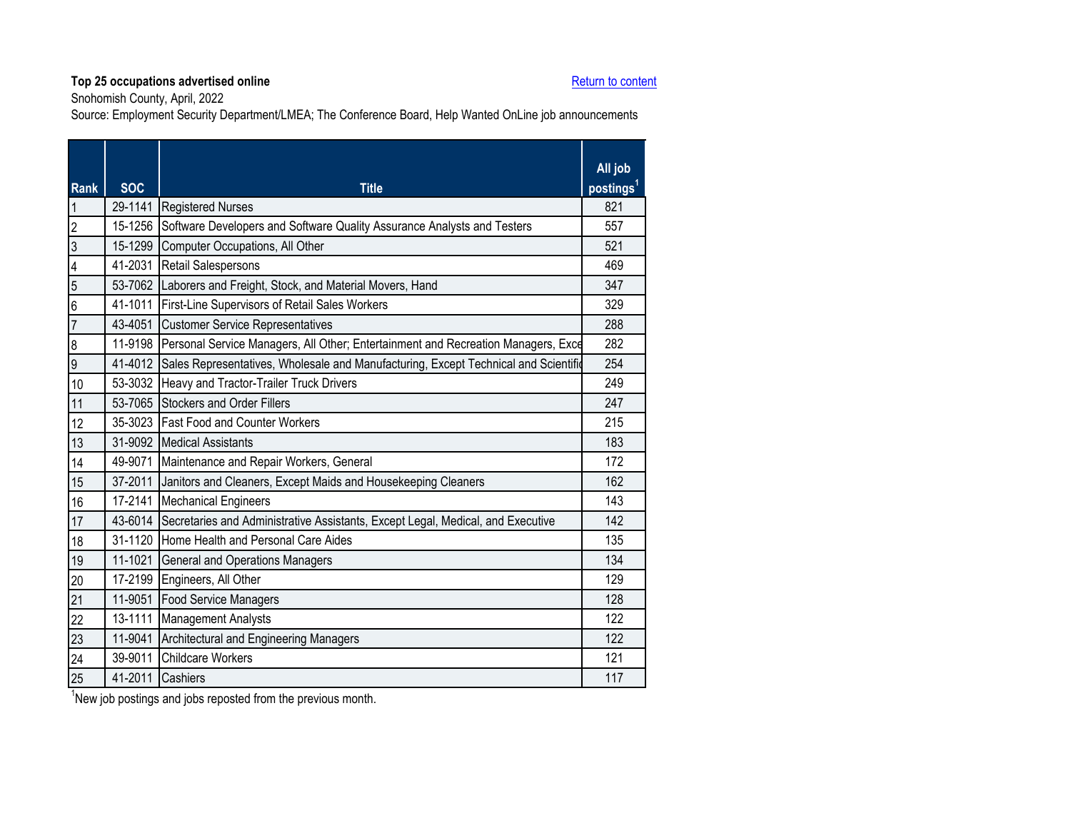**Top 25 occupations advertised online**

Return to content

Snohomish County, April, 2022

Source: Employment Security Department/LMEA; The Conference Board, Help Wanted OnLine job announcements

| Rank | SOC | Title | All job postings[1] |
|---|---|---|---|
| 1 | 29-1141 | Registered Nurses | 821 |
| 2 | 15-1256 | Software Developers and Software Quality Assurance Analysts and Testers | 557 |
| 3 | 15-1299 | Computer Occupations, All Other | 521 |
| 4 | 41-2031 | Retail Salespersons | 469 |
| 5 | 53-7062 | Laborers and Freight, Stock, and Material Movers, Hand | 347 |
| 6 | 41-1011 | First-Line Supervisors of Retail Sales Workers | 329 |
| 7 | 43-4051 | Customer Service Representatives | 288 |
| 8 | 11-9198 | Personal Service Managers, All Other; Entertainment and Recreation Managers, Exce | 282 |
| 9 | 41-4012 | Sales Representatives, Wholesale and Manufacturing, Except Technical and Scientific | 254 |
| 10 | 53-3032 | Heavy and Tractor-Trailer Truck Drivers | 249 |
| 11 | 53-7065 | Stockers and Order Fillers | 247 |
| 12 | 35-3023 | Fast Food and Counter Workers | 215 |
| 13 | 31-9092 | Medical Assistants | 183 |
| 14 | 49-9071 | Maintenance and Repair Workers, General | 172 |
| 15 | 37-2011 | Janitors and Cleaners, Except Maids and Housekeeping Cleaners | 162 |
| 16 | 17-2141 | Mechanical Engineers | 143 |
| 17 | 43-6014 | Secretaries and Administrative Assistants, Except Legal, Medical, and Executive | 142 |
| 18 | 31-1120 | Home Health and Personal Care Aides | 135 |
| 19 | 11-1021 | General and Operations Managers | 134 |
| 20 | 17-2199 | Engineers, All Other | 129 |
| 21 | 11-9051 | Food Service Managers | 128 |
| 22 | 13-1111 | Management Analysts | 122 |
| 23 | 11-9041 | Architectural and Engineering Managers | 122 |
| 24 | 39-9011 | Childcare Workers | 121 |
| 25 | 41-2011 | Cashiers | 117 |

[1]New job postings and jobs reposted from the previous month.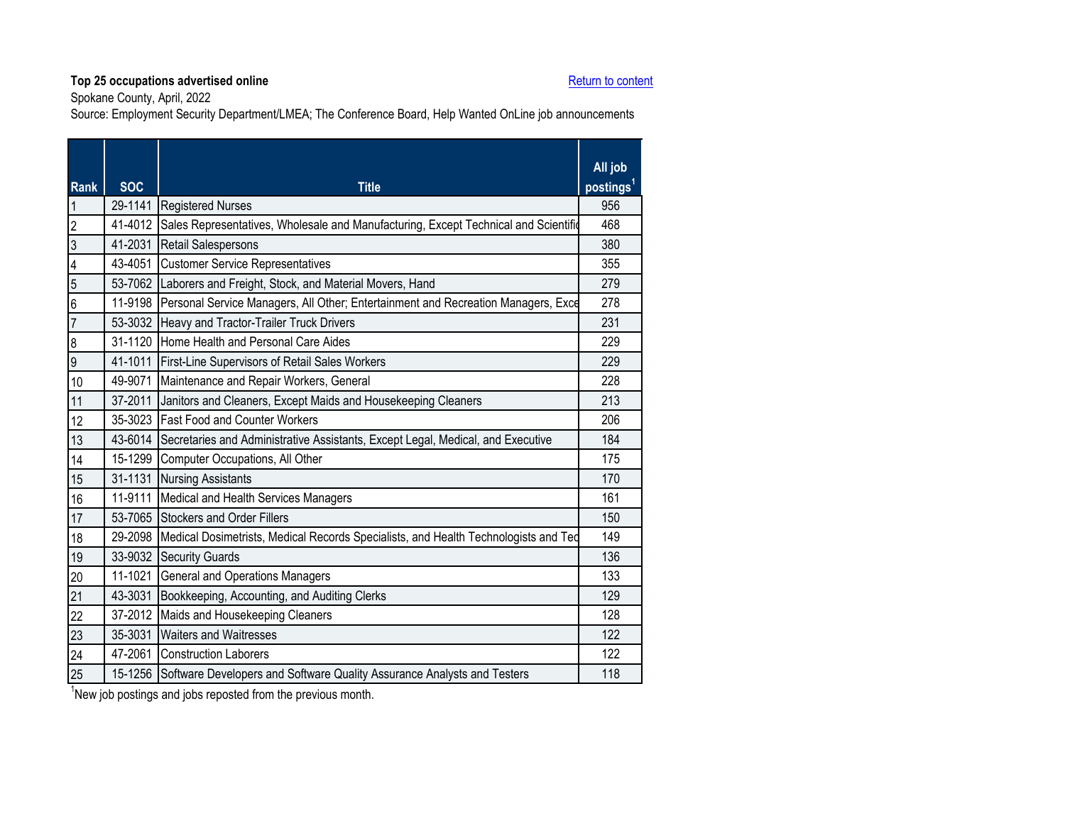**Top 25 occupations advertised online**

Return to content

Spokane County, April, 2022

Source: Employment Security Department/LMEA; The Conference Board, Help Wanted OnLine job announcements

| Rank | SOC | Title | All job postings[1] |
|---|---|---|---|
| 1 | 29-1141 | Registered Nurses | 956 |
| 2 | 41-4012 | Sales Representatives, Wholesale and Manufacturing, Except Technical and Scientific | 468 |
| 3 | 41-2031 | Retail Salespersons | 380 |
| 4 | 43-4051 | Customer Service Representatives | 355 |
| 5 | 53-7062 | Laborers and Freight, Stock, and Material Movers, Hand | 279 |
| 6 | 11-9198 | Personal Service Managers, All Other; Entertainment and Recreation Managers, Exce | 278 |
| 7 | 53-3032 | Heavy and Tractor-Trailer Truck Drivers | 231 |
| 8 | 31-1120 | Home Health and Personal Care Aides | 229 |
| 9 | 41-1011 | First-Line Supervisors of Retail Sales Workers | 229 |
| 10 | 49-9071 | Maintenance and Repair Workers, General | 228 |
| 11 | 37-2011 | Janitors and Cleaners, Except Maids and Housekeeping Cleaners | 213 |
| 12 | 35-3023 | Fast Food and Counter Workers | 206 |
| 13 | 43-6014 | Secretaries and Administrative Assistants, Except Legal, Medical, and Executive | 184 |
| 14 | 15-1299 | Computer Occupations, All Other | 175 |
| 15 | 31-1131 | Nursing Assistants | 170 |
| 16 | 11-9111 | Medical and Health Services Managers | 161 |
| 17 | 53-7065 | Stockers and Order Fillers | 150 |
| 18 | 29-2098 | Medical Dosimetrists, Medical Records Specialists, and Health Technologists and Tec | 149 |
| 19 | 33-9032 | Security Guards | 136 |
| 20 | 11-1021 | General and Operations Managers | 133 |
| 21 | 43-3031 | Bookkeeping, Accounting, and Auditing Clerks | 129 |
| 22 | 37-2012 | Maids and Housekeeping Cleaners | 128 |
| 23 | 35-3031 | Waiters and Waitresses | 122 |
| 24 | 47-2061 | Construction Laborers | 122 |
| 25 | 15-1256 | Software Developers and Software Quality Assurance Analysts and Testers | 118 |

[1]New job postings and jobs reposted from the previous month.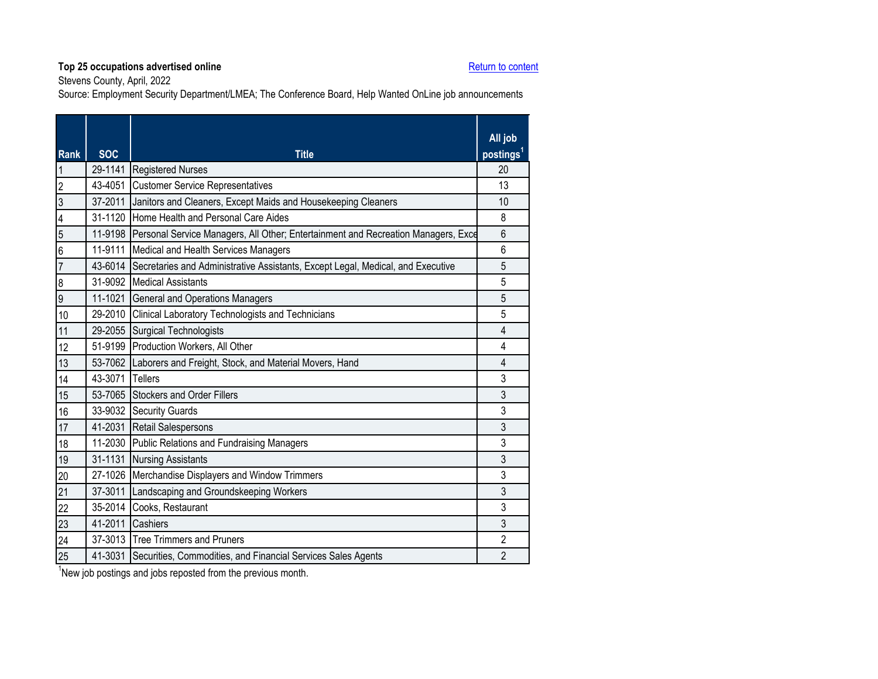**Top 25 occupations advertised online**

Stevens County, April, 2022

Source: Employment Security Department/LMEA; The Conference Board, Help Wanted OnLine job announcements

Return to content

| Rank | SOC | Title | All job postings[1] |
|---|---|---|---|
| 1 | 29-1141 | Registered Nurses | 20 |
| 2 | 43-4051 | Customer Service Representatives | 13 |
| 3 | 37-2011 | Janitors and Cleaners, Except Maids and Housekeeping Cleaners | 10 |
| 4 | 31-1120 | Home Health and Personal Care Aides | 8 |
| 5 | 11-9198 | Personal Service Managers, All Other; Entertainment and Recreation Managers, Exce | 6 |
| 6 | 11-9111 | Medical and Health Services Managers | 6 |
| 7 | 43-6014 | Secretaries and Administrative Assistants, Except Legal, Medical, and Executive | 5 |
| 8 | 31-9092 | Medical Assistants | 5 |
| 9 | 11-1021 | General and Operations Managers | 5 |
| 10 | 29-2010 | Clinical Laboratory Technologists and Technicians | 5 |
| 11 | 29-2055 | Surgical Technologists | 4 |
| 12 | 51-9199 | Production Workers, All Other | 4 |
| 13 | 53-7062 | Laborers and Freight, Stock, and Material Movers, Hand | 4 |
| 14 | 43-3071 | Tellers | 3 |
| 15 | 53-7065 | Stockers and Order Fillers | 3 |
| 16 | 33-9032 | Security Guards | 3 |
| 17 | 41-2031 | Retail Salespersons | 3 |
| 18 | 11-2030 | Public Relations and Fundraising Managers | 3 |
| 19 | 31-1131 | Nursing Assistants | 3 |
| 20 | 27-1026 | Merchandise Displayers and Window Trimmers | 3 |
| 21 | 37-3011 | Landscaping and Groundskeeping Workers | 3 |
| 22 | 35-2014 | Cooks, Restaurant | 3 |
| 23 | 41-2011 | Cashiers | 3 |
| 24 | 37-3013 | Tree Trimmers and Pruners | 2 |
| 25 | 41-3031 | Securities, Commodities, and Financial Services Sales Agents | 2 |

[1]New job postings and jobs reposted from the previous month.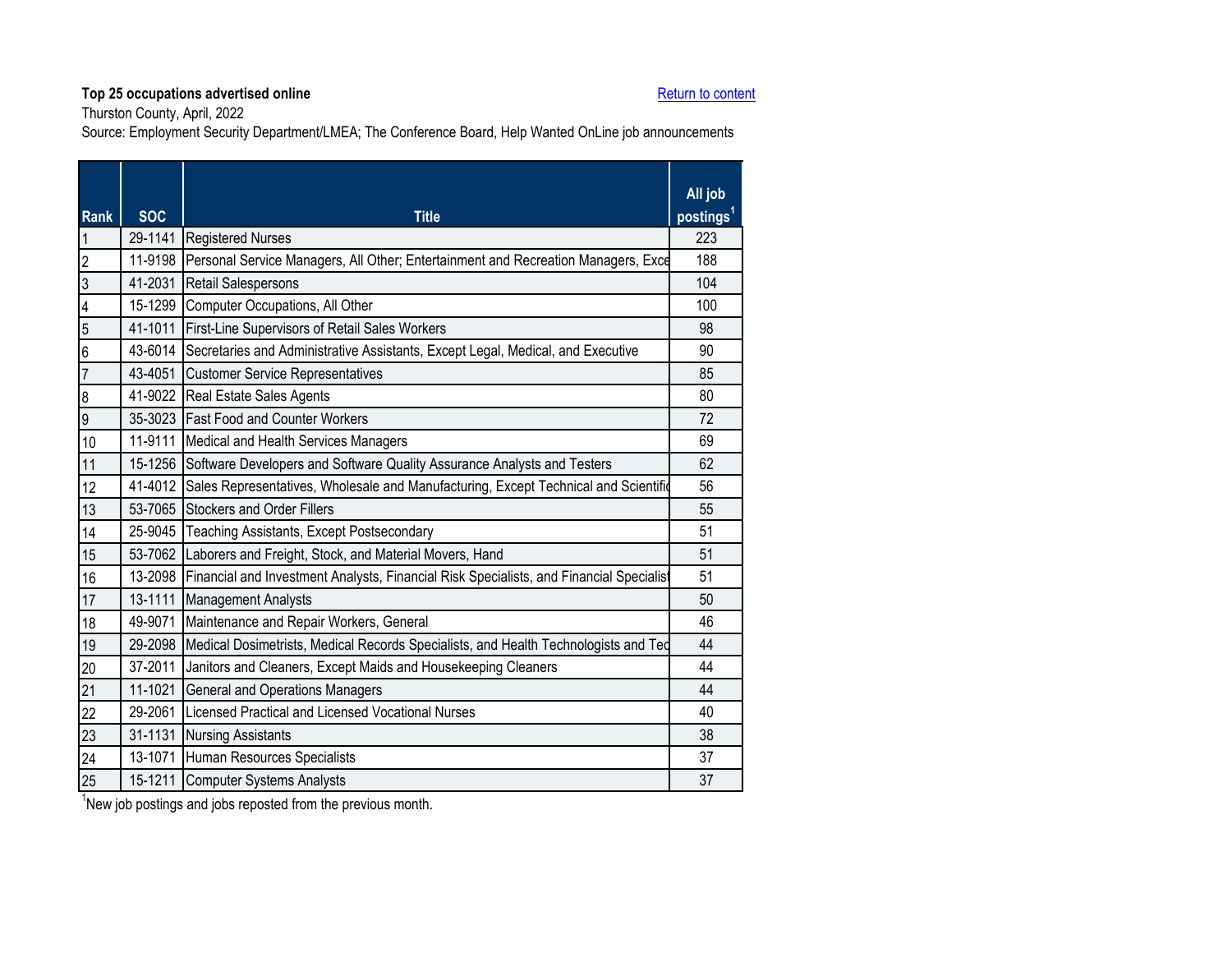**Top 25 occupations advertised online**

Return to content

Thurston County, April, 2022

Source: Employment Security Department/LMEA; The Conference Board, Help Wanted OnLine job announcements

| Rank | SOC | Title | All job postings[1] |
|---|---|---|---|
| 1 | 29-1141 | Registered Nurses | 223 |
| 2 | 11-9198 | Personal Service Managers, All Other; Entertainment and Recreation Managers, Exce | 188 |
| 3 | 41-2031 | Retail Salespersons | 104 |
| 4 | 15-1299 | Computer Occupations, All Other | 100 |
| 5 | 41-1011 | First-Line Supervisors of Retail Sales Workers | 98 |
| 6 | 43-6014 | Secretaries and Administrative Assistants, Except Legal, Medical, and Executive | 90 |
| 7 | 43-4051 | Customer Service Representatives | 85 |
| 8 | 41-9022 | Real Estate Sales Agents | 80 |
| 9 | 35-3023 | Fast Food and Counter Workers | 72 |
| 10 | 11-9111 | Medical and Health Services Managers | 69 |
| 11 | 15-1256 | Software Developers and Software Quality Assurance Analysts and Testers | 62 |
| 12 | 41-4012 | Sales Representatives, Wholesale and Manufacturing, Except Technical and Scientific | 56 |
| 13 | 53-7065 | Stockers and Order Fillers | 55 |
| 14 | 25-9045 | Teaching Assistants, Except Postsecondary | 51 |
| 15 | 53-7062 | Laborers and Freight, Stock, and Material Movers, Hand | 51 |
| 16 | 13-2098 | Financial and Investment Analysts, Financial Risk Specialists, and Financial Specialist | 51 |
| 17 | 13-1111 | Management Analysts | 50 |
| 18 | 49-9071 | Maintenance and Repair Workers, General | 46 |
| 19 | 29-2098 | Medical Dosimetrists, Medical Records Specialists, and Health Technologists and Tec | 44 |
| 20 | 37-2011 | Janitors and Cleaners, Except Maids and Housekeeping Cleaners | 44 |
| 21 | 11-1021 | General and Operations Managers | 44 |
| 22 | 29-2061 | Licensed Practical and Licensed Vocational Nurses | 40 |
| 23 | 31-1131 | Nursing Assistants | 38 |
| 24 | 13-1071 | Human Resources Specialists | 37 |
| 25 | 15-1211 | Computer Systems Analysts | 37 |

[1]New job postings and jobs reposted from the previous month.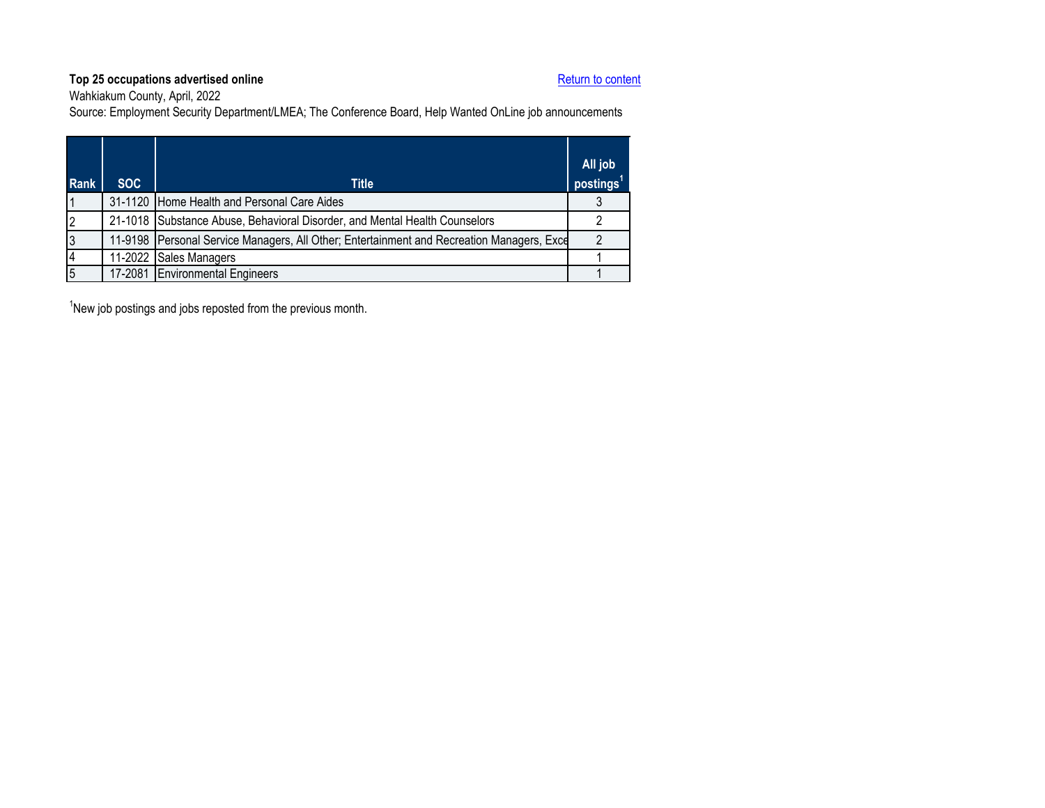**Top 25 occupations advertised online**

Return to content

Wahkiakum County, April, 2022

Source: Employment Security Department/LMEA; The Conference Board, Help Wanted OnLine job announcements

| Rank | SOC | Title | All job postings[1] |
|---|---|---|---|
| 1 | 31-1120 | Home Health and Personal Care Aides | 3 |
| 2 | 21-1018 | Substance Abuse, Behavioral Disorder, and Mental Health Counselors | 2 |
| 3 | 11-9198 | Personal Service Managers, All Other; Entertainment and Recreation Managers, Exce | 2 |
| 4 | 11-2022 | Sales Managers | 1 |
| 5 | 17-2081 | Environmental Engineers | 1 |

[1]New job postings and jobs reposted from the previous month.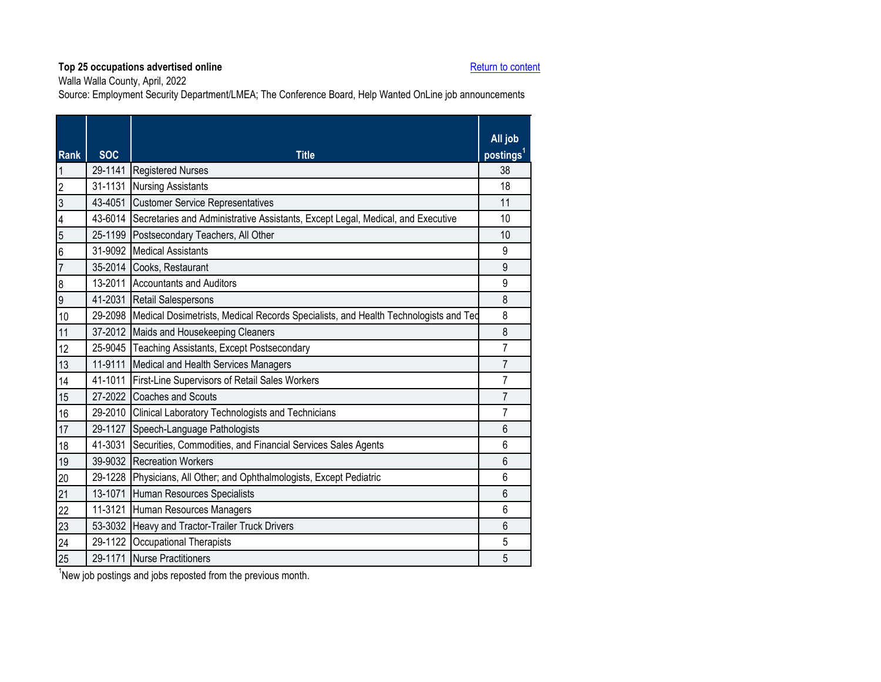**Top 25 occupations advertised online**

Return to content

Walla Walla County, April, 2022

Source: Employment Security Department/LMEA; The Conference Board, Help Wanted OnLine job announcements

| Rank | SOC | Title | All job postings[1] |
|---|---|---|---|
| 1 | 29-1141 | Registered Nurses | 38 |
| 2 | 31-1131 | Nursing Assistants | 18 |
| 3 | 43-4051 | Customer Service Representatives | 11 |
| 4 | 43-6014 | Secretaries and Administrative Assistants, Except Legal, Medical, and Executive | 10 |
| 5 | 25-1199 | Postsecondary Teachers, All Other | 10 |
| 6 | 31-9092 | Medical Assistants | 9 |
| 7 | 35-2014 | Cooks, Restaurant | 9 |
| 8 | 13-2011 | Accountants and Auditors | 9 |
| 9 | 41-2031 | Retail Salespersons | 8 |
| 10 | 29-2098 | Medical Dosimetrists, Medical Records Specialists, and Health Technologists and Tec | 8 |
| 11 | 37-2012 | Maids and Housekeeping Cleaners | 8 |
| 12 | 25-9045 | Teaching Assistants, Except Postsecondary | 7 |
| 13 | 11-9111 | Medical and Health Services Managers | 7 |
| 14 | 41-1011 | First-Line Supervisors of Retail Sales Workers | 7 |
| 15 | 27-2022 | Coaches and Scouts | 7 |
| 16 | 29-2010 | Clinical Laboratory Technologists and Technicians | 7 |
| 17 | 29-1127 | Speech-Language Pathologists | 6 |
| 18 | 41-3031 | Securities, Commodities, and Financial Services Sales Agents | 6 |
| 19 | 39-9032 | Recreation Workers | 6 |
| 20 | 29-1228 | Physicians, All Other; and Ophthalmologists, Except Pediatric | 6 |
| 21 | 13-1071 | Human Resources Specialists | 6 |
| 22 | 11-3121 | Human Resources Managers | 6 |
| 23 | 53-3032 | Heavy and Tractor-Trailer Truck Drivers | 6 |
| 24 | 29-1122 | Occupational Therapists | 5 |
| 25 | 29-1171 | Nurse Practitioners | 5 |

[1]New job postings and jobs reposted from the previous month.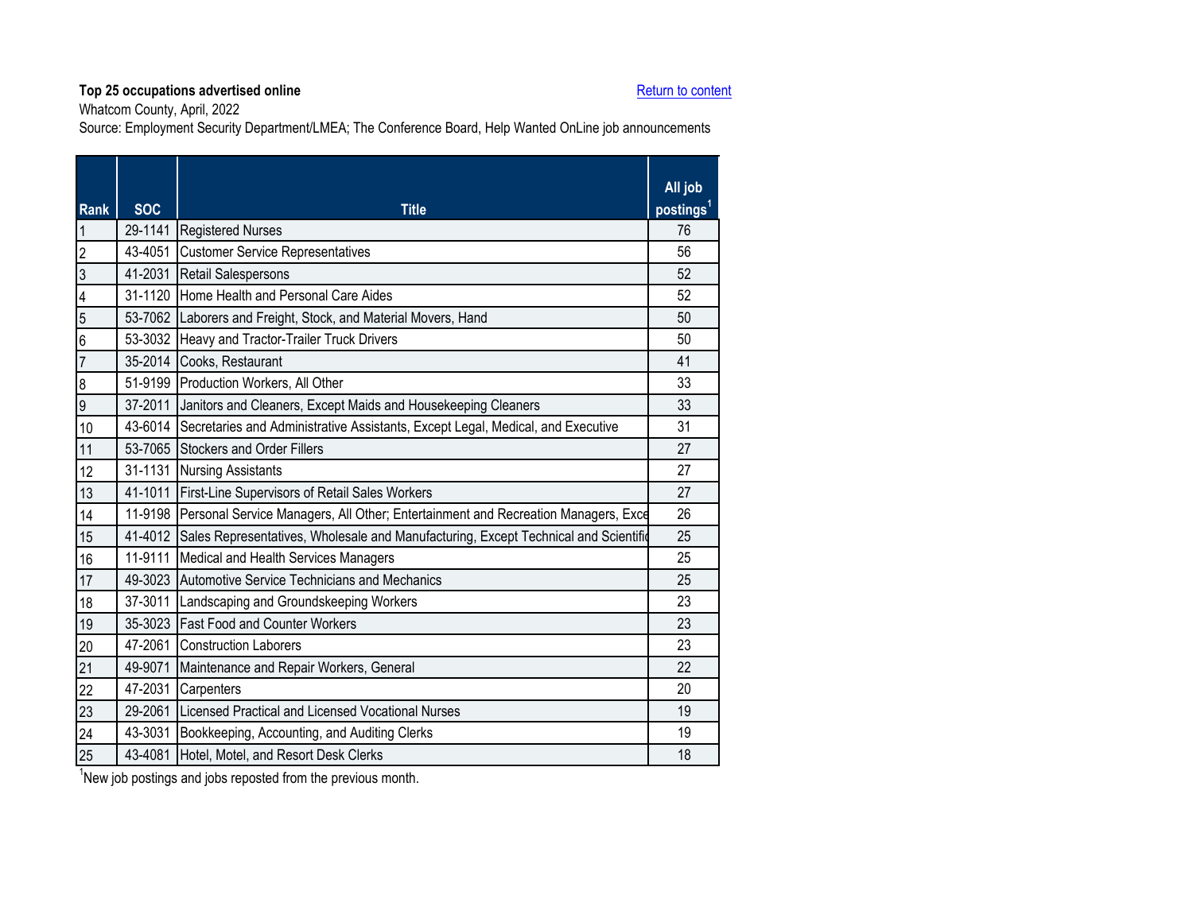**Top 25 occupations advertised online**

Whatcom County, April, 2022

Source: Employment Security Department/LMEA; The Conference Board, Help Wanted OnLine job announcements

Return to content

| Rank | SOC | Title | All job postings[1] |
|---|---|---|---|
| 1 | 29-1141 | Registered Nurses | 76 |
| 2 | 43-4051 | Customer Service Representatives | 56 |
| 3 | 41-2031 | Retail Salespersons | 52 |
| 4 | 31-1120 | Home Health and Personal Care Aides | 52 |
| 5 | 53-7062 | Laborers and Freight, Stock, and Material Movers, Hand | 50 |
| 6 | 53-3032 | Heavy and Tractor-Trailer Truck Drivers | 50 |
| 7 | 35-2014 | Cooks, Restaurant | 41 |
| 8 | 51-9199 | Production Workers, All Other | 33 |
| 9 | 37-2011 | Janitors and Cleaners, Except Maids and Housekeeping Cleaners | 33 |
| 10 | 43-6014 | Secretaries and Administrative Assistants, Except Legal, Medical, and Executive | 31 |
| 11 | 53-7065 | Stockers and Order Fillers | 27 |
| 12 | 31-1131 | Nursing Assistants | 27 |
| 13 | 41-1011 | First-Line Supervisors of Retail Sales Workers | 27 |
| 14 | 11-9198 | Personal Service Managers, All Other; Entertainment and Recreation Managers, Exce | 26 |
| 15 | 41-4012 | Sales Representatives, Wholesale and Manufacturing, Except Technical and Scientific | 25 |
| 16 | 11-9111 | Medical and Health Services Managers | 25 |
| 17 | 49-3023 | Automotive Service Technicians and Mechanics | 25 |
| 18 | 37-3011 | Landscaping and Groundskeeping Workers | 23 |
| 19 | 35-3023 | Fast Food and Counter Workers | 23 |
| 20 | 47-2061 | Construction Laborers | 23 |
| 21 | 49-9071 | Maintenance and Repair Workers, General | 22 |
| 22 | 47-2031 | Carpenters | 20 |
| 23 | 29-2061 | Licensed Practical and Licensed Vocational Nurses | 19 |
| 24 | 43-3031 | Bookkeeping, Accounting, and Auditing Clerks | 19 |
| 25 | 43-4081 | Hotel, Motel, and Resort Desk Clerks | 18 |

[1]New job postings and jobs reposted from the previous month.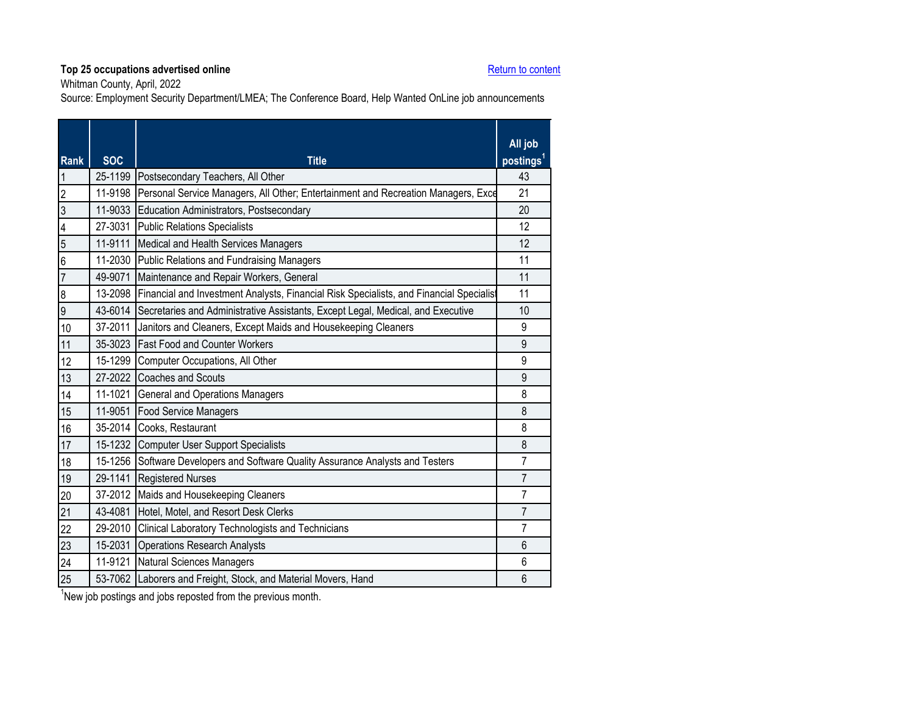**Top 25 occupations advertised online**

Return to content

Whitman County, April, 2022

Source: Employment Security Department/LMEA; The Conference Board, Help Wanted OnLine job announcements

| Rank | SOC | Title | All job postings[1] |
|---|---|---|---|
| 1 | 25-1199 | Postsecondary Teachers, All Other | 43 |
| 2 | 11-9198 | Personal Service Managers, All Other; Entertainment and Recreation Managers, Exce | 21 |
| 3 | 11-9033 | Education Administrators, Postsecondary | 20 |
| 4 | 27-3031 | Public Relations Specialists | 12 |
| 5 | 11-9111 | Medical and Health Services Managers | 12 |
| 6 | 11-2030 | Public Relations and Fundraising Managers | 11 |
| 7 | 49-9071 | Maintenance and Repair Workers, General | 11 |
| 8 | 13-2098 | Financial and Investment Analysts, Financial Risk Specialists, and Financial Specialist | 11 |
| 9 | 43-6014 | Secretaries and Administrative Assistants, Except Legal, Medical, and Executive | 10 |
| 10 | 37-2011 | Janitors and Cleaners, Except Maids and Housekeeping Cleaners | 9 |
| 11 | 35-3023 | Fast Food and Counter Workers | 9 |
| 12 | 15-1299 | Computer Occupations, All Other | 9 |
| 13 | 27-2022 | Coaches and Scouts | 9 |
| 14 | 11-1021 | General and Operations Managers | 8 |
| 15 | 11-9051 | Food Service Managers | 8 |
| 16 | 35-2014 | Cooks, Restaurant | 8 |
| 17 | 15-1232 | Computer User Support Specialists | 8 |
| 18 | 15-1256 | Software Developers and Software Quality Assurance Analysts and Testers | 7 |
| 19 | 29-1141 | Registered Nurses | 7 |
| 20 | 37-2012 | Maids and Housekeeping Cleaners | 7 |
| 21 | 43-4081 | Hotel, Motel, and Resort Desk Clerks | 7 |
| 22 | 29-2010 | Clinical Laboratory Technologists and Technicians | 7 |
| 23 | 15-2031 | Operations Research Analysts | 6 |
| 24 | 11-9121 | Natural Sciences Managers | 6 |
| 25 | 53-7062 | Laborers and Freight, Stock, and Material Movers, Hand | 6 |

[1]New job postings and jobs reposted from the previous month.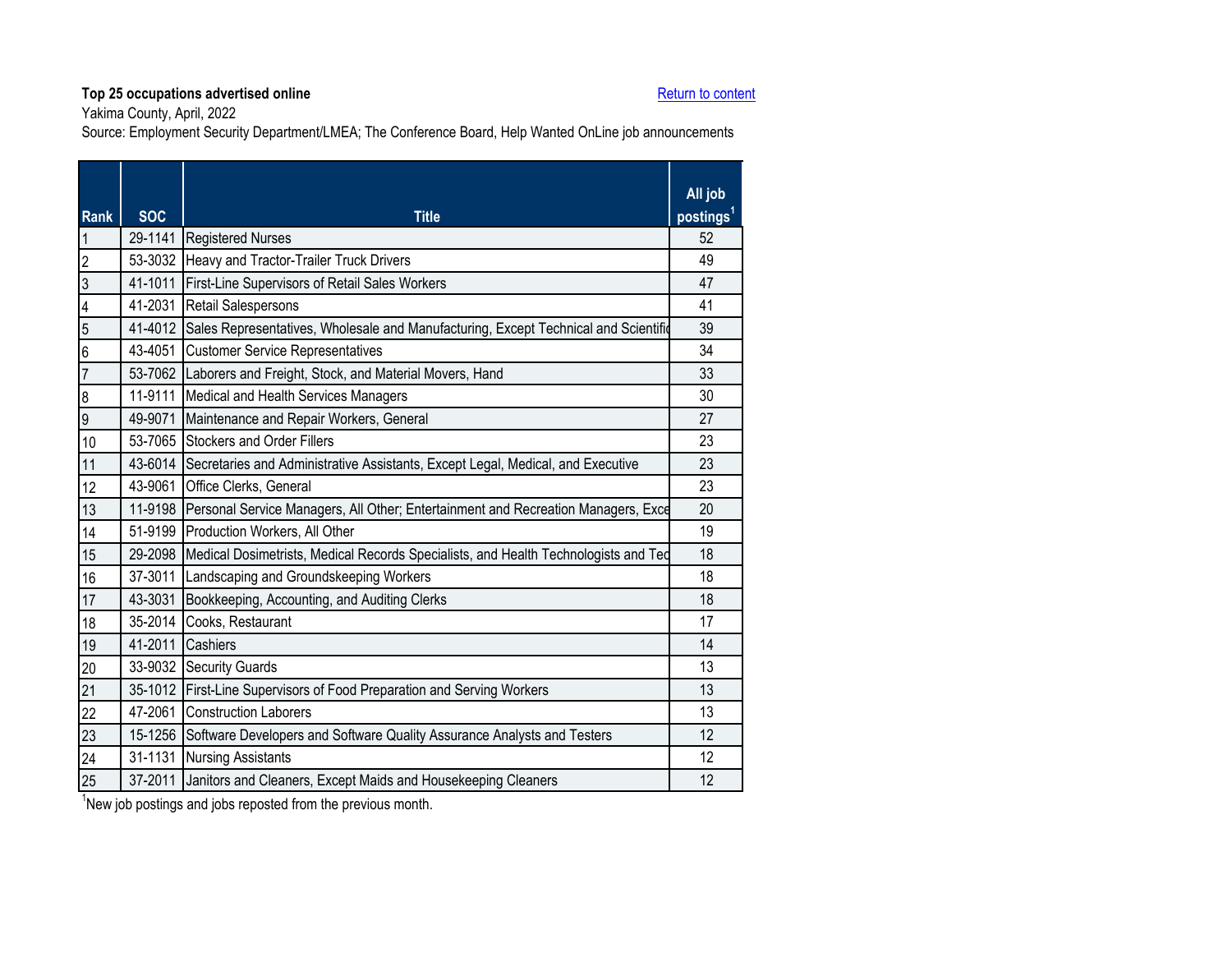**Top 25 occupations advertised online**

Return to content

Yakima County, April, 2022

Source: Employment Security Department/LMEA; The Conference Board, Help Wanted OnLine job announcements

| Rank | SOC | Title | All job postings[1] |
|---|---|---|---|
| 1 | 29-1141 | Registered Nurses | 52 |
| 2 | 53-3032 | Heavy and Tractor-Trailer Truck Drivers | 49 |
| 3 | 41-1011 | First-Line Supervisors of Retail Sales Workers | 47 |
| 4 | 41-2031 | Retail Salespersons | 41 |
| 5 | 41-4012 | Sales Representatives, Wholesale and Manufacturing, Except Technical and Scientific | 39 |
| 6 | 43-4051 | Customer Service Representatives | 34 |
| 7 | 53-7062 | Laborers and Freight, Stock, and Material Movers, Hand | 33 |
| 8 | 11-9111 | Medical and Health Services Managers | 30 |
| 9 | 49-9071 | Maintenance and Repair Workers, General | 27 |
| 10 | 53-7065 | Stockers and Order Fillers | 23 |
| 11 | 43-6014 | Secretaries and Administrative Assistants, Except Legal, Medical, and Executive | 23 |
| 12 | 43-9061 | Office Clerks, General | 23 |
| 13 | 11-9198 | Personal Service Managers, All Other; Entertainment and Recreation Managers, Exce | 20 |
| 14 | 51-9199 | Production Workers, All Other | 19 |
| 15 | 29-2098 | Medical Dosimetrists, Medical Records Specialists, and Health Technologists and Tec | 18 |
| 16 | 37-3011 | Landscaping and Groundskeeping Workers | 18 |
| 17 | 43-3031 | Bookkeeping, Accounting, and Auditing Clerks | 18 |
| 18 | 35-2014 | Cooks, Restaurant | 17 |
| 19 | 41-2011 | Cashiers | 14 |
| 20 | 33-9032 | Security Guards | 13 |
| 21 | 35-1012 | First-Line Supervisors of Food Preparation and Serving Workers | 13 |
| 22 | 47-2061 | Construction Laborers | 13 |
| 23 | 15-1256 | Software Developers and Software Quality Assurance Analysts and Testers | 12 |
| 24 | 31-1131 | Nursing Assistants | 12 |
| 25 | 37-2011 | Janitors and Cleaners, Except Maids and Housekeeping Cleaners | 12 |

[1]New job postings and jobs reposted from the previous month.